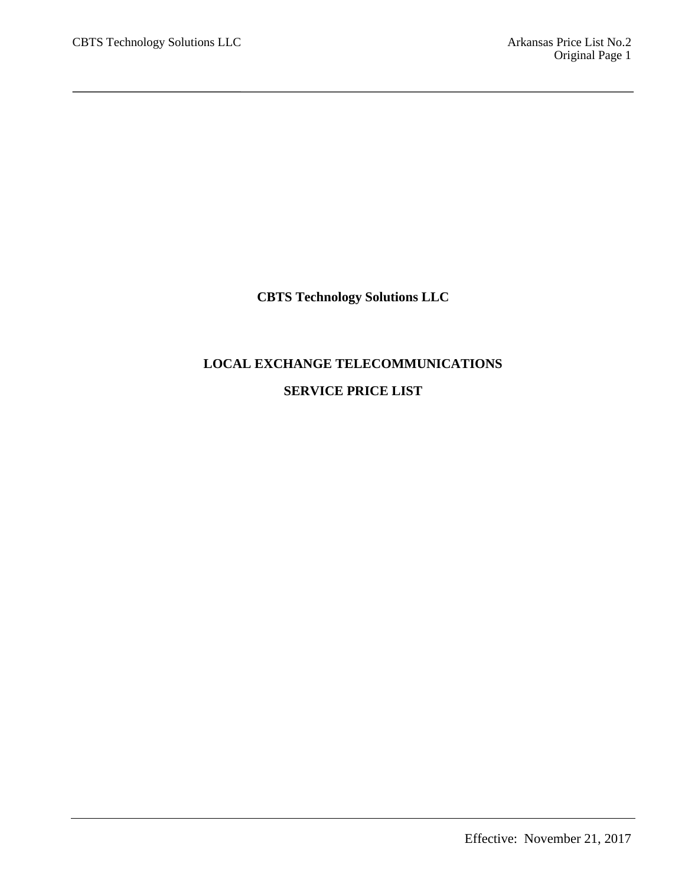# CBTS Technology Solutions LLC

## LOCAL EXCHANGE TELECOMMUNICATIONS

## SERVICE PRICE LIST

Effective: November 21, 2017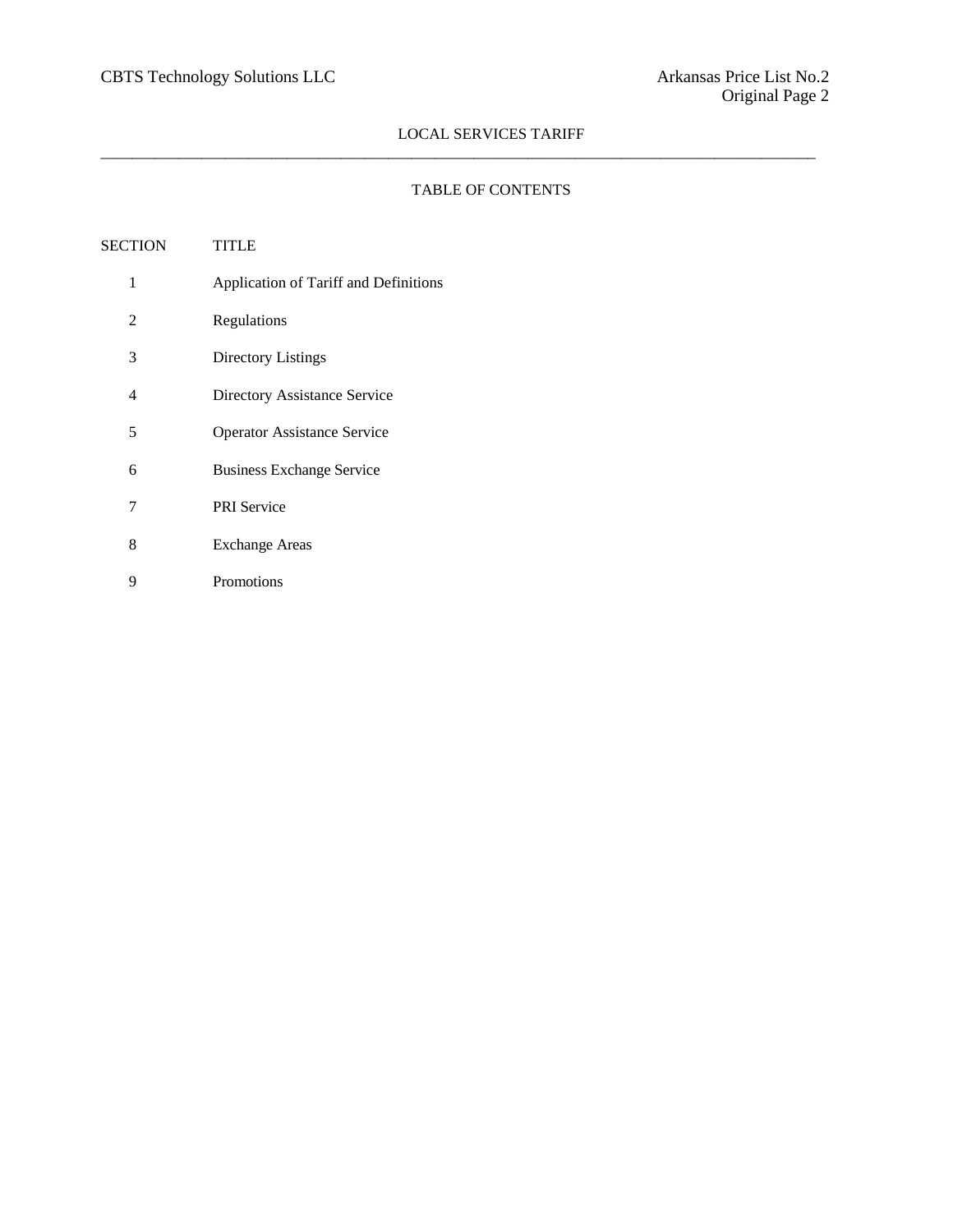# TABLE OF CONTENTS

| SECTION | TITLE |
|---|---|
| 1 | Application of Tariff and Definitions |
| 2 | Regulations |
| 3 | Directory Listings |
| 4 | Directory Assistance Service |
| 5 | Operator Assistance Service |
| 6 | Business Exchange Service |
| 7 | PRI Service |
| 8 | Exchange Areas |
| 9 | Promotions |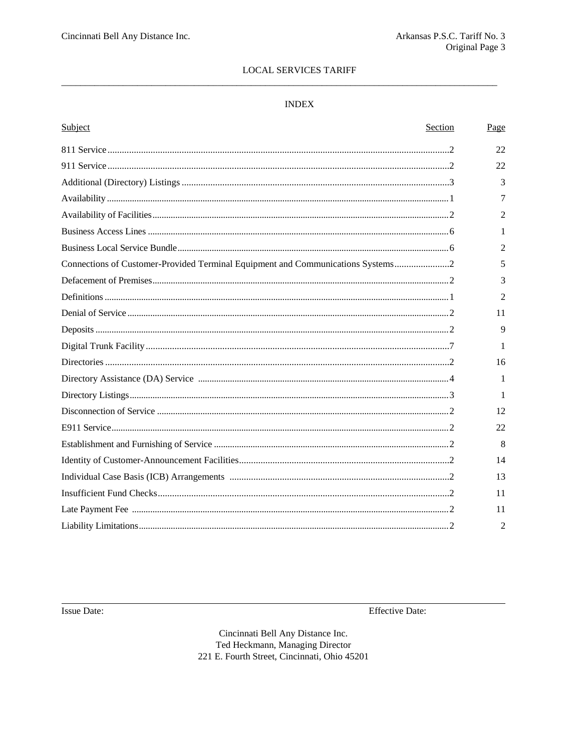LOCAL SERVICES TARIFF

## INDEX

| Subject | Section | Page |
|---|---|---|
| 811 Service | 2 | 22 |
| 911 Service | 2 | 22 |
| Additional (Directory) Listings | 3 | 3 |
| Availability | 1 | 7 |
| Availability of Facilities | 2 | 2 |
| Business Access Lines | 6 | 1 |
| Business Local Service Bundle | 6 | 2 |
| Connections of Customer-Provided Terminal Equipment and Communications Systems | 2 | 5 |
| Defacement of Premises | 2 | 3 |
| Definitions | 1 | 2 |
| Denial of Service | 2 | 11 |
| Deposits | 2 | 9 |
| Digital Trunk Facility | 7 | 1 |
| Directories | 2 | 16 |
| Directory Assistance (DA) Service | 4 | 1 |
| Directory Listings | 3 | 1 |
| Disconnection of Service | 2 | 12 |
| E911 Service | 2 | 22 |
| Establishment and Furnishing of Service | 2 | 8 |
| Identity of Customer-Announcement Facilities | 2 | 14 |
| Individual Case Basis (ICB) Arrangements | 2 | 13 |
| Insufficient Fund Checks | 2 | 11 |
| Late Payment Fee | 2 | 11 |
| Liability Limitations | 2 | 2 |

Issue Date: Effective Date:

Cincinnati Bell Any Distance Inc.
Ted Heckmann, Managing Director
221 E. Fourth Street, Cincinnati, Ohio 45201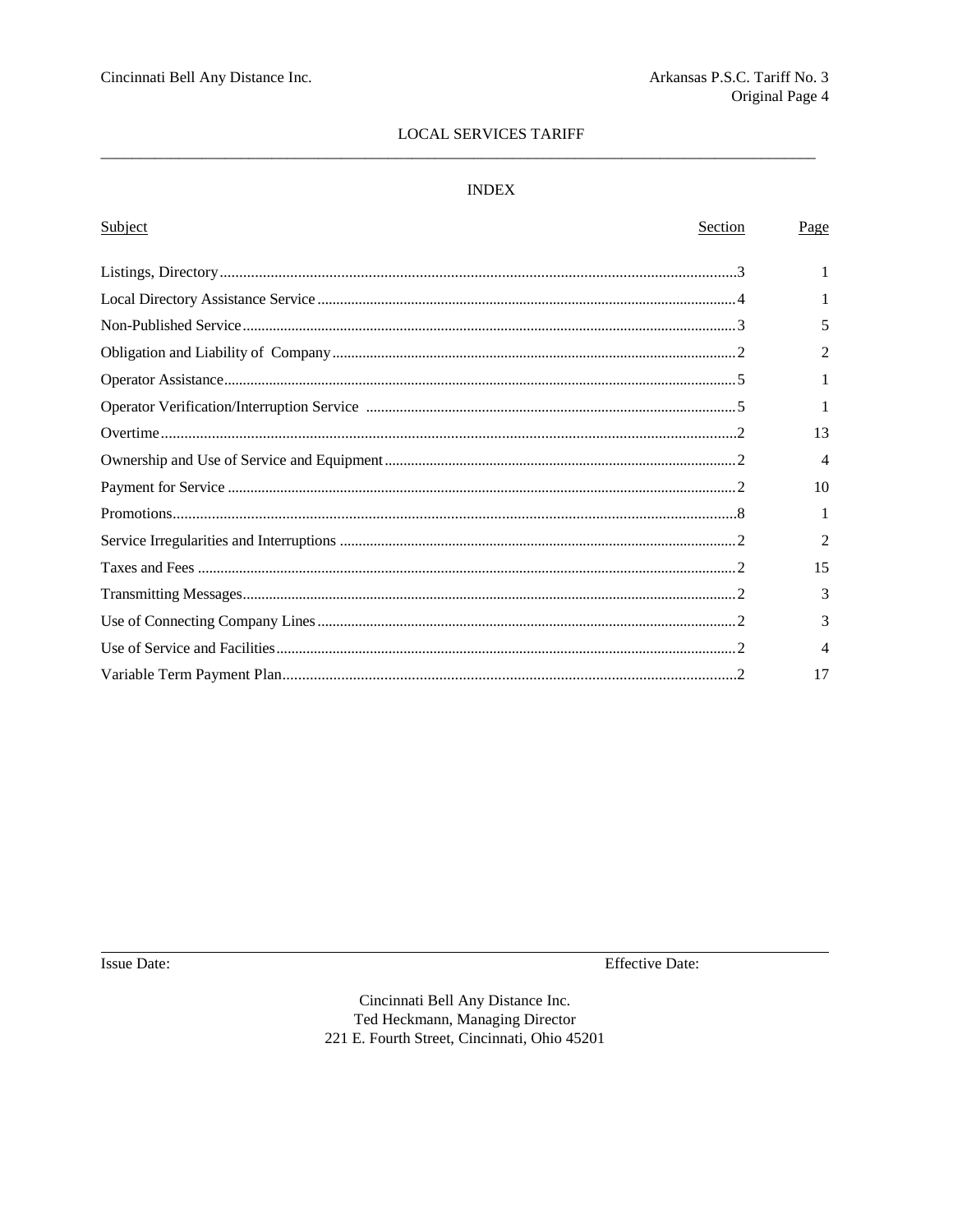# LOCAL SERVICES TARIFF

## INDEX

| Subject | Section | Page |
|---|---|---|
| Listings, Directory | 3 | 1 |
| Local Directory Assistance Service | 4 | 1 |
| Non-Published Service | 3 | 5 |
| Obligation and Liability of Company | 2 | 2 |
| Operator Assistance | 5 | 1 |
| Operator Verification/Interruption Service | 5 | 1 |
| Overtime | 2 | 13 |
| Ownership and Use of Service and Equipment | 2 | 4 |
| Payment for Service | 2 | 10 |
| Promotions | 8 | 1 |
| Service Irregularities and Interruptions | 2 | 2 |
| Taxes and Fees | 2 | 15 |
| Transmitting Messages | 2 | 3 |
| Use of Connecting Company Lines | 2 | 3 |
| Use of Service and Facilities | 2 | 4 |
| Variable Term Payment Plan | 2 | 17 |

Issue Date: Effective Date:

Cincinnati Bell Any Distance Inc.
Ted Heckmann, Managing Director
221 E. Fourth Street, Cincinnati, Ohio 45201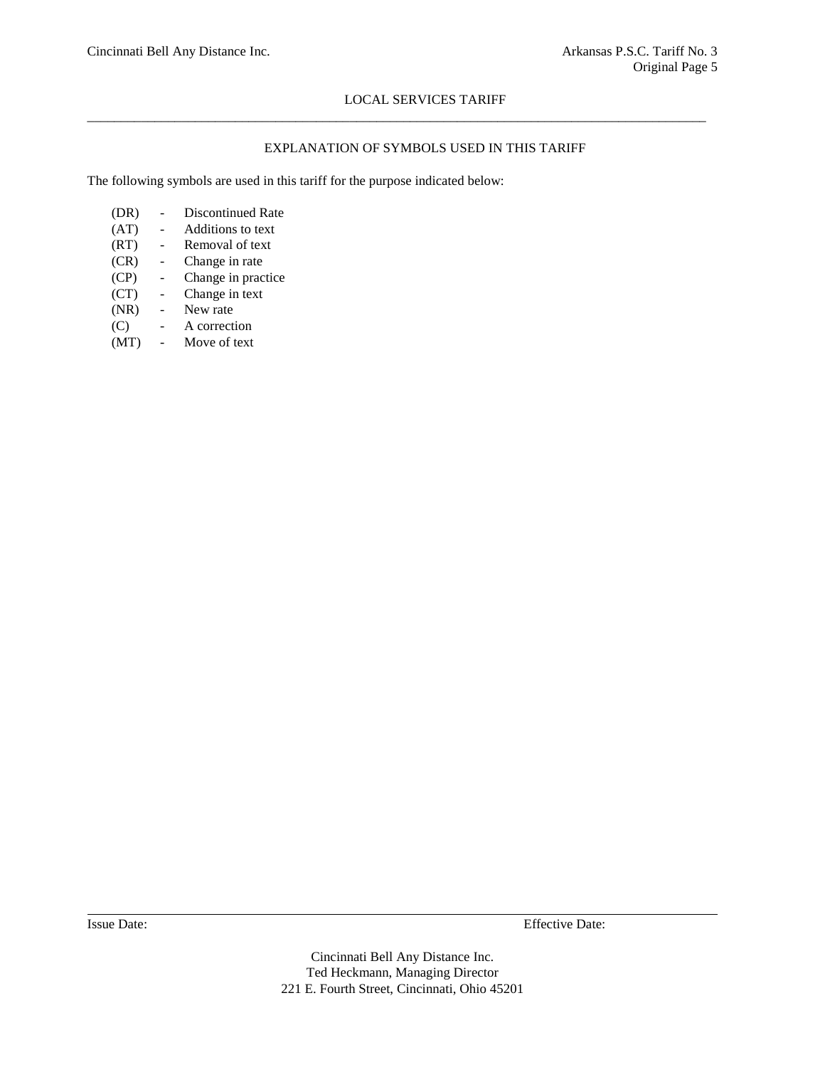## EXPLANATION OF SYMBOLS USED IN THIS TARIFF

The following symbols are used in this tariff for the purpose indicated below:

| Symbol | | Meaning |
|---|---|---|
| (DR) | - | Discontinued Rate |
| (AT) | - | Additions to text |
| (RT) | - | Removal of text |
| (CR) | - | Change in rate |
| (CP) | - | Change in practice |
| (CT) | - | Change in text |
| (NR) | - | New rate |
| (C) | - | A correction |
| (MT) | - | Move of text |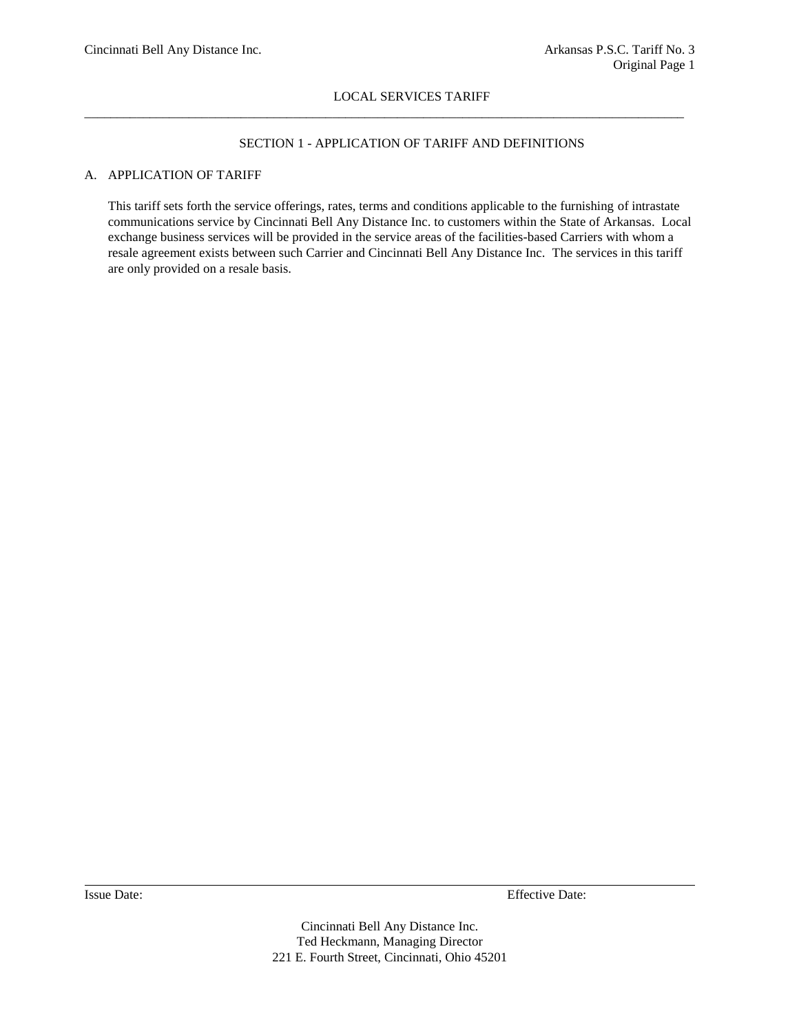## SECTION 1 - APPLICATION OF TARIFF AND DEFINITIONS

### A. APPLICATION OF TARIFF

This tariff sets forth the service offerings, rates, terms and conditions applicable to the furnishing of intrastate communications service by Cincinnati Bell Any Distance Inc. to customers within the State of Arkansas. Local exchange business services will be provided in the service areas of the facilities-based Carriers with whom a resale agreement exists between such Carrier and Cincinnati Bell Any Distance Inc. The services in this tariff are only provided on a resale basis.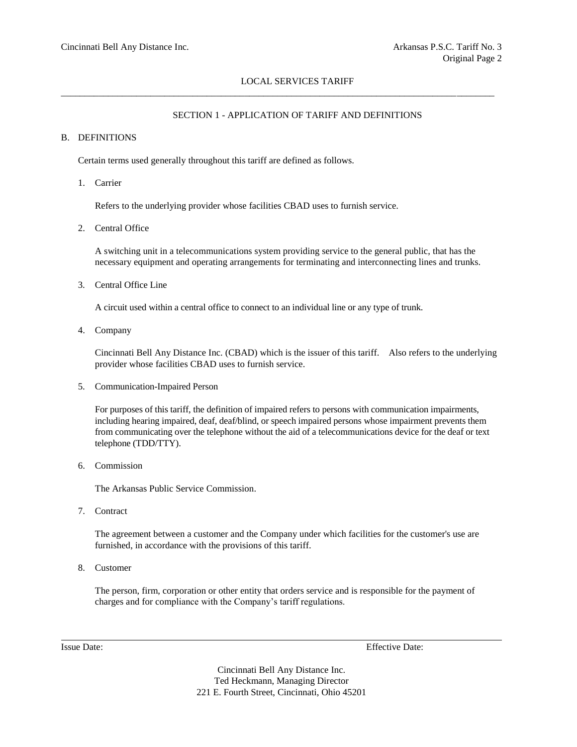## SECTION 1 - APPLICATION OF TARIFF AND DEFINITIONS

### B. DEFINITIONS

Certain terms used generally throughout this tariff are defined as follows.

1. Carrier

   Refers to the underlying provider whose facilities CBAD uses to furnish service.

2. Central Office

   A switching unit in a telecommunications system providing service to the general public, that has the necessary equipment and operating arrangements for terminating and interconnecting lines and trunks.

3. Central Office Line

   A circuit used within a central office to connect to an individual line or any type of trunk.

4. Company

   Cincinnati Bell Any Distance Inc. (CBAD) which is the issuer of this tariff. Also refers to the underlying provider whose facilities CBAD uses to furnish service.

5. Communication-Impaired Person

   For purposes of this tariff, the definition of impaired refers to persons with communication impairments, including hearing impaired, deaf, deaf/blind, or speech impaired persons whose impairment prevents them from communicating over the telephone without the aid of a telecommunications device for the deaf or text telephone (TDD/TTY).

6. Commission

   The Arkansas Public Service Commission.

7. Contract

   The agreement between a customer and the Company under which facilities for the customer's use are furnished, in accordance with the provisions of this tariff.

8. Customer

   The person, firm, corporation or other entity that orders service and is responsible for the payment of charges and for compliance with the Company's tariff regulations.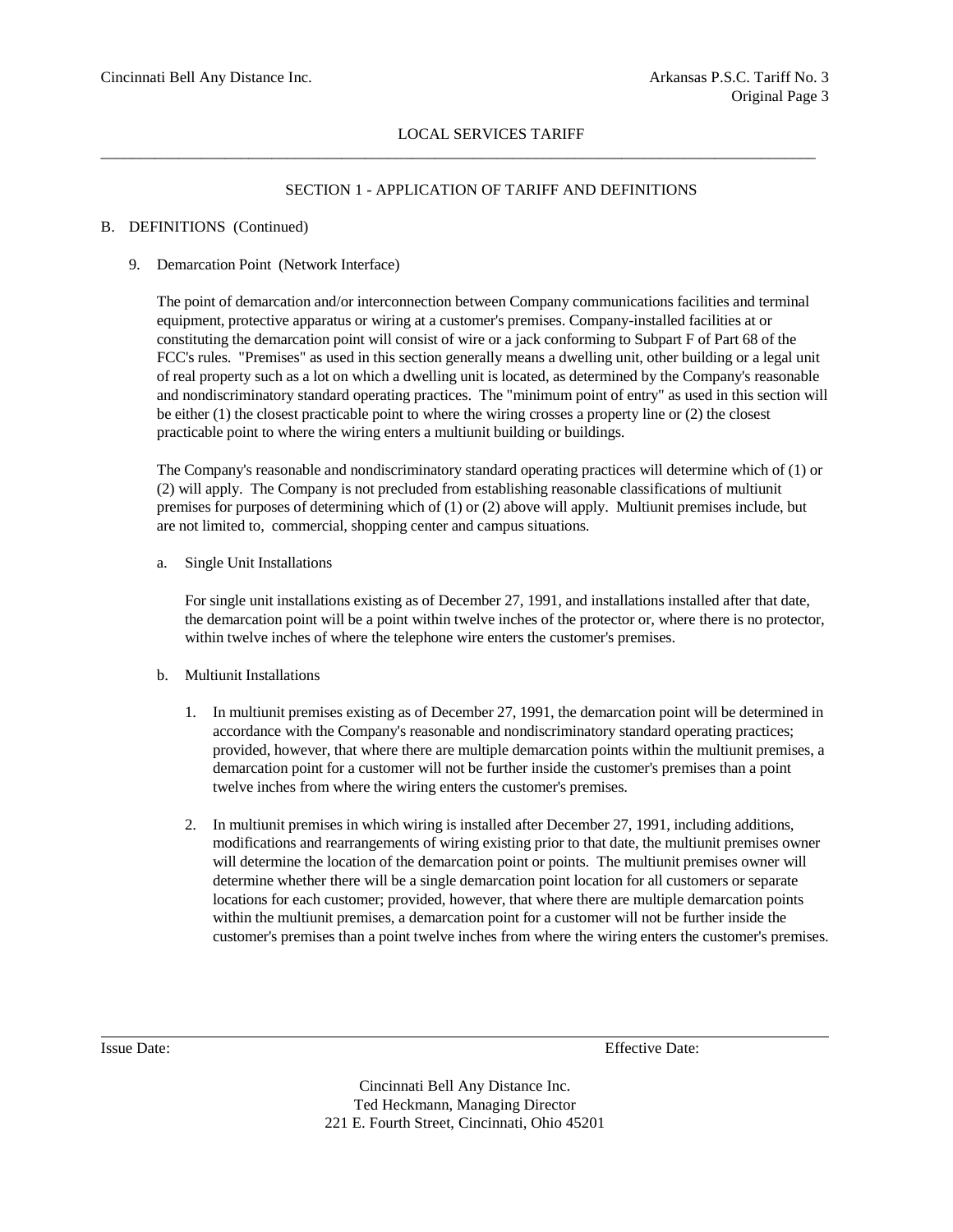LOCAL SERVICES TARIFF

## SECTION 1 - APPLICATION OF TARIFF AND DEFINITIONS

### B. DEFINITIONS (Continued)

9. Demarcation Point (Network Interface)

   The point of demarcation and/or interconnection between Company communications facilities and terminal equipment, protective apparatus or wiring at a customer's premises. Company-installed facilities at or constituting the demarcation point will consist of wire or a jack conforming to Subpart F of Part 68 of the FCC's rules. "Premises" as used in this section generally means a dwelling unit, other building or a legal unit of real property such as a lot on which a dwelling unit is located, as determined by the Company's reasonable and nondiscriminatory standard operating practices. The "minimum point of entry" as used in this section will be either (1) the closest practicable point to where the wiring crosses a property line or (2) the closest practicable point to where the wiring enters a multiunit building or buildings.

   The Company's reasonable and nondiscriminatory standard operating practices will determine which of (1) or (2) will apply. The Company is not precluded from establishing reasonable classifications of multiunit premises for purposes of determining which of (1) or (2) above will apply. Multiunit premises include, but are not limited to, commercial, shopping center and campus situations.

   a. Single Unit Installations

      For single unit installations existing as of December 27, 1991, and installations installed after that date, the demarcation point will be a point within twelve inches of the protector or, where there is no protector, within twelve inches of where the telephone wire enters the customer's premises.

   b. Multiunit Installations

      1. In multiunit premises existing as of December 27, 1991, the demarcation point will be determined in accordance with the Company's reasonable and nondiscriminatory standard operating practices; provided, however, that where there are multiple demarcation points within the multiunit premises, a demarcation point for a customer will not be further inside the customer's premises than a point twelve inches from where the wiring enters the customer's premises.

      2. In multiunit premises in which wiring is installed after December 27, 1991, including additions, modifications and rearrangements of wiring existing prior to that date, the multiunit premises owner will determine the location of the demarcation point or points. The multiunit premises owner will determine whether there will be a single demarcation point location for all customers or separate locations for each customer; provided, however, that where there are multiple demarcation points within the multiunit premises, a demarcation point for a customer will not be further inside the customer's premises than a point twelve inches from where the wiring enters the customer's premises.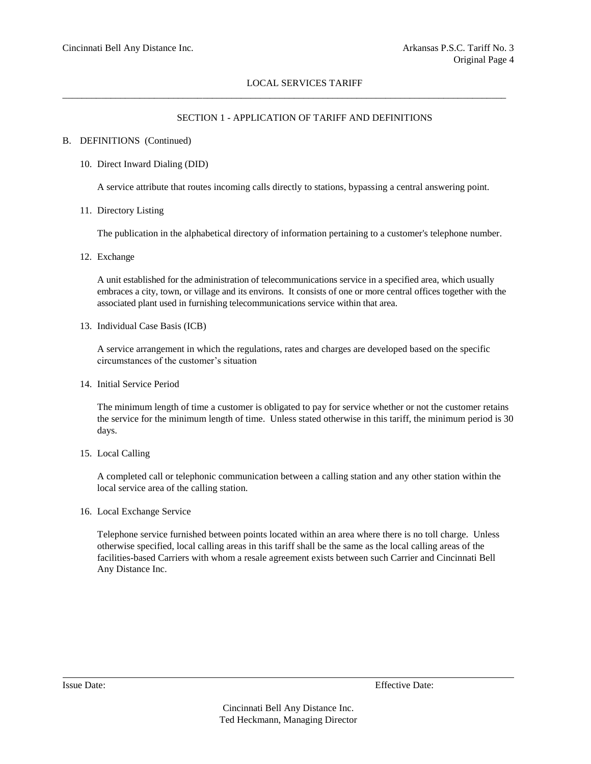## SECTION 1 - APPLICATION OF TARIFF AND DEFINITIONS

B. DEFINITIONS (Continued)

10. Direct Inward Dialing (DID)

    A service attribute that routes incoming calls directly to stations, bypassing a central answering point.

11. Directory Listing

    The publication in the alphabetical directory of information pertaining to a customer's telephone number.

12. Exchange

    A unit established for the administration of telecommunications service in a specified area, which usually embraces a city, town, or village and its environs. It consists of one or more central offices together with the associated plant used in furnishing telecommunications service within that area.

13. Individual Case Basis (ICB)

    A service arrangement in which the regulations, rates and charges are developed based on the specific circumstances of the customer's situation

14. Initial Service Period

    The minimum length of time a customer is obligated to pay for service whether or not the customer retains the service for the minimum length of time. Unless stated otherwise in this tariff, the minimum period is 30 days.

15. Local Calling

    A completed call or telephonic communication between a calling station and any other station within the local service area of the calling station.

16. Local Exchange Service

    Telephone service furnished between points located within an area where there is no toll charge. Unless otherwise specified, local calling areas in this tariff shall be the same as the local calling areas of the facilities-based Carriers with whom a resale agreement exists between such Carrier and Cincinnati Bell Any Distance Inc.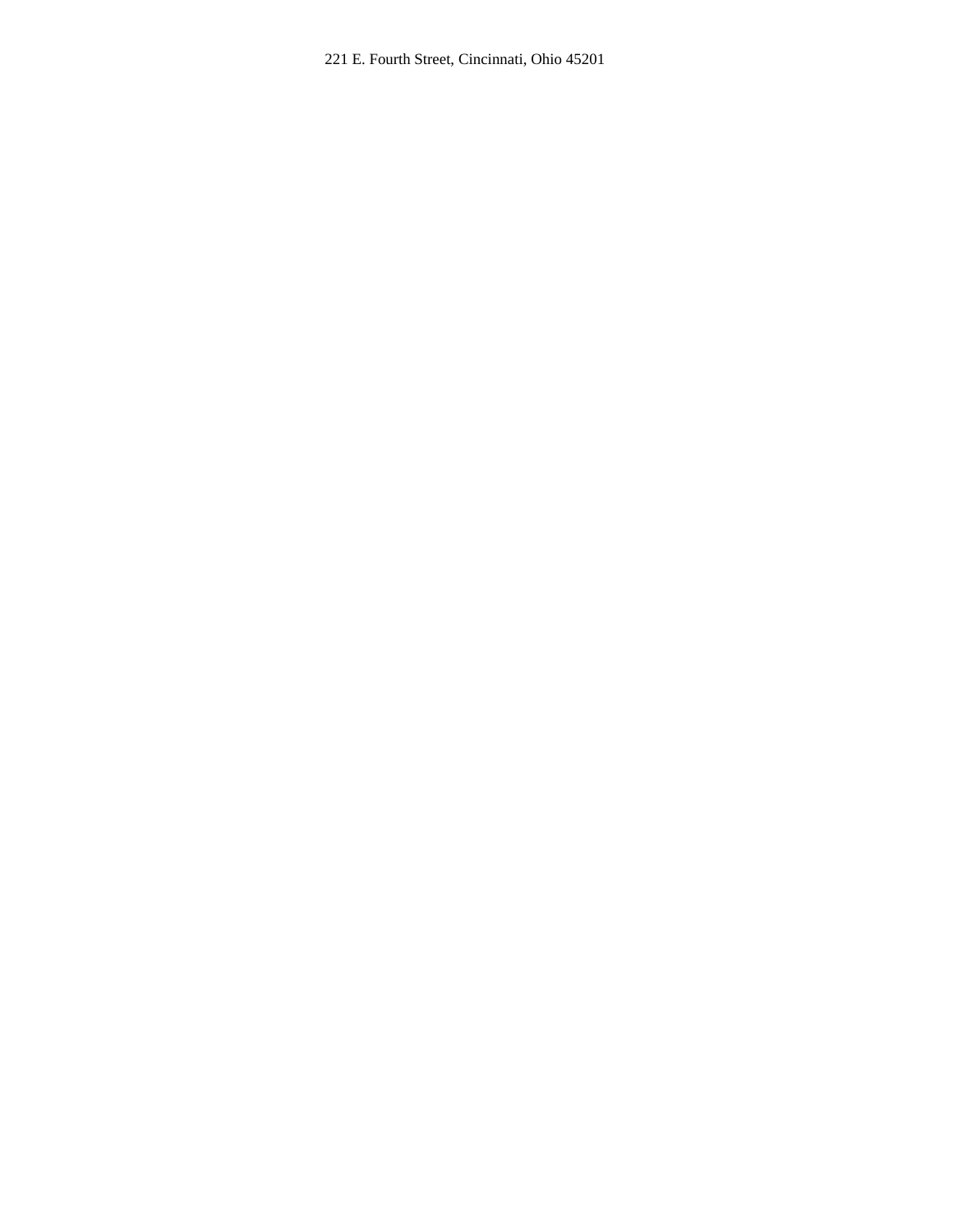221 E. Fourth Street, Cincinnati, Ohio 45201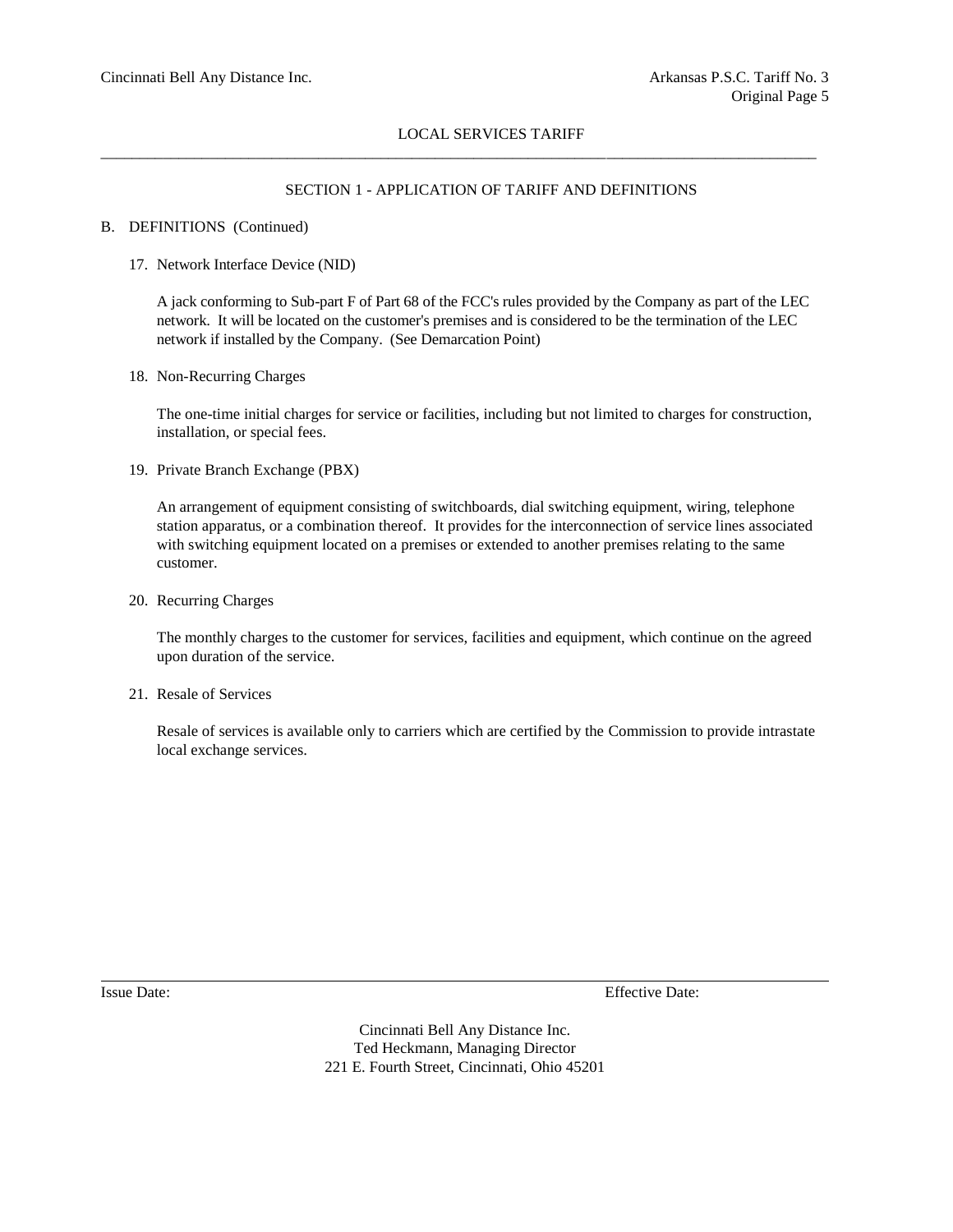## SECTION 1 - APPLICATION OF TARIFF AND DEFINITIONS

B. DEFINITIONS (Continued)

17. Network Interface Device (NID)

    A jack conforming to Sub-part F of Part 68 of the FCC's rules provided by the Company as part of the LEC network. It will be located on the customer's premises and is considered to be the termination of the LEC network if installed by the Company. (See Demarcation Point)

18. Non-Recurring Charges

    The one-time initial charges for service or facilities, including but not limited to charges for construction, installation, or special fees.

19. Private Branch Exchange (PBX)

    An arrangement of equipment consisting of switchboards, dial switching equipment, wiring, telephone station apparatus, or a combination thereof. It provides for the interconnection of service lines associated with switching equipment located on a premises or extended to another premises relating to the same customer.

20. Recurring Charges

    The monthly charges to the customer for services, facilities and equipment, which continue on the agreed upon duration of the service.

21. Resale of Services

    Resale of services is available only to carriers which are certified by the Commission to provide intrastate local exchange services.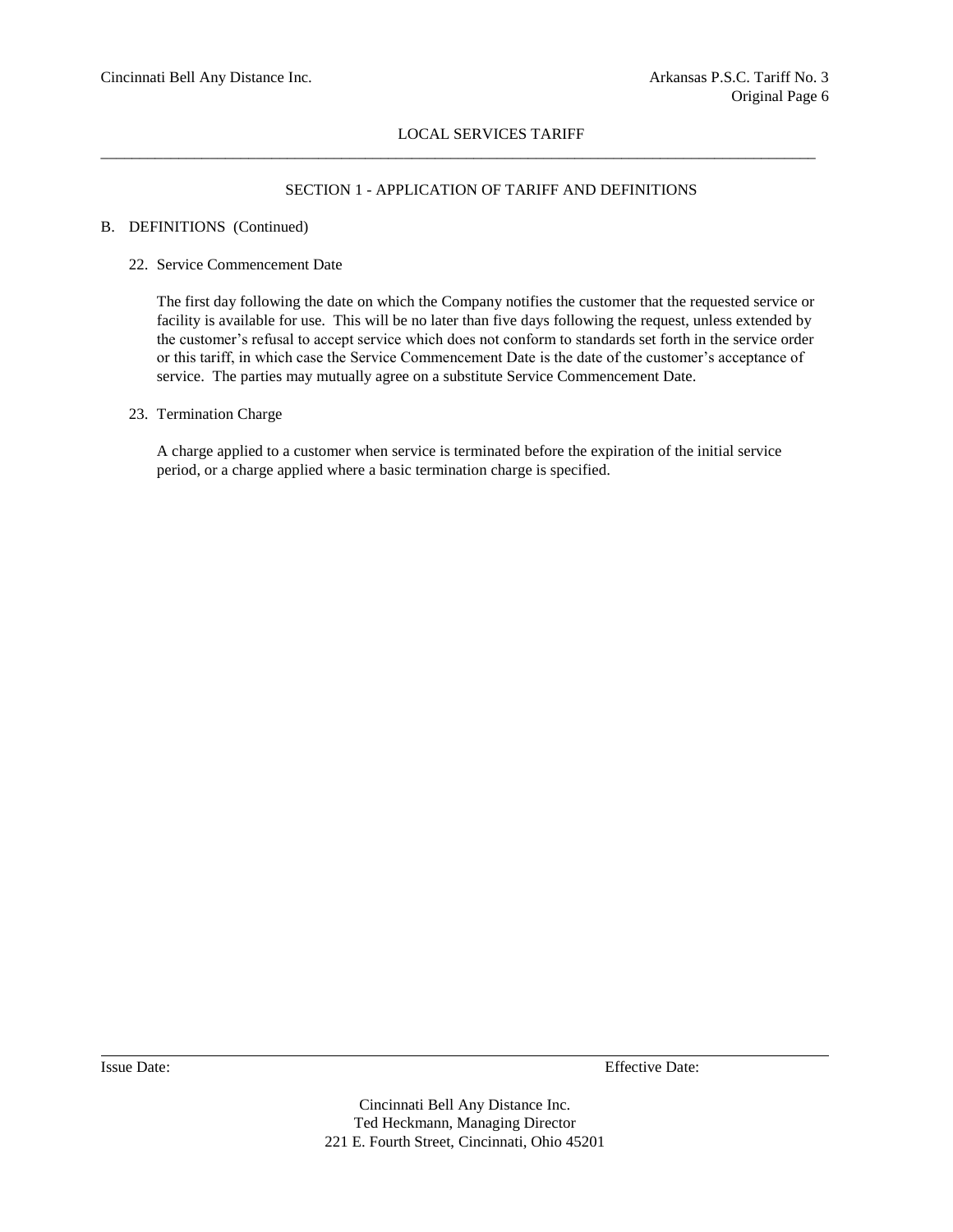## SECTION 1 - APPLICATION OF TARIFF AND DEFINITIONS

B. DEFINITIONS (Continued)

22. Service Commencement Date

    The first day following the date on which the Company notifies the customer that the requested service or facility is available for use. This will be no later than five days following the request, unless extended by the customer's refusal to accept service which does not conform to standards set forth in the service order or this tariff, in which case the Service Commencement Date is the date of the customer's acceptance of service. The parties may mutually agree on a substitute Service Commencement Date.

23. Termination Charge

    A charge applied to a customer when service is terminated before the expiration of the initial service period, or a charge applied where a basic termination charge is specified.

Issue Date: Effective Date:

Cincinnati Bell Any Distance Inc.
Ted Heckmann, Managing Director
221 E. Fourth Street, Cincinnati, Ohio 45201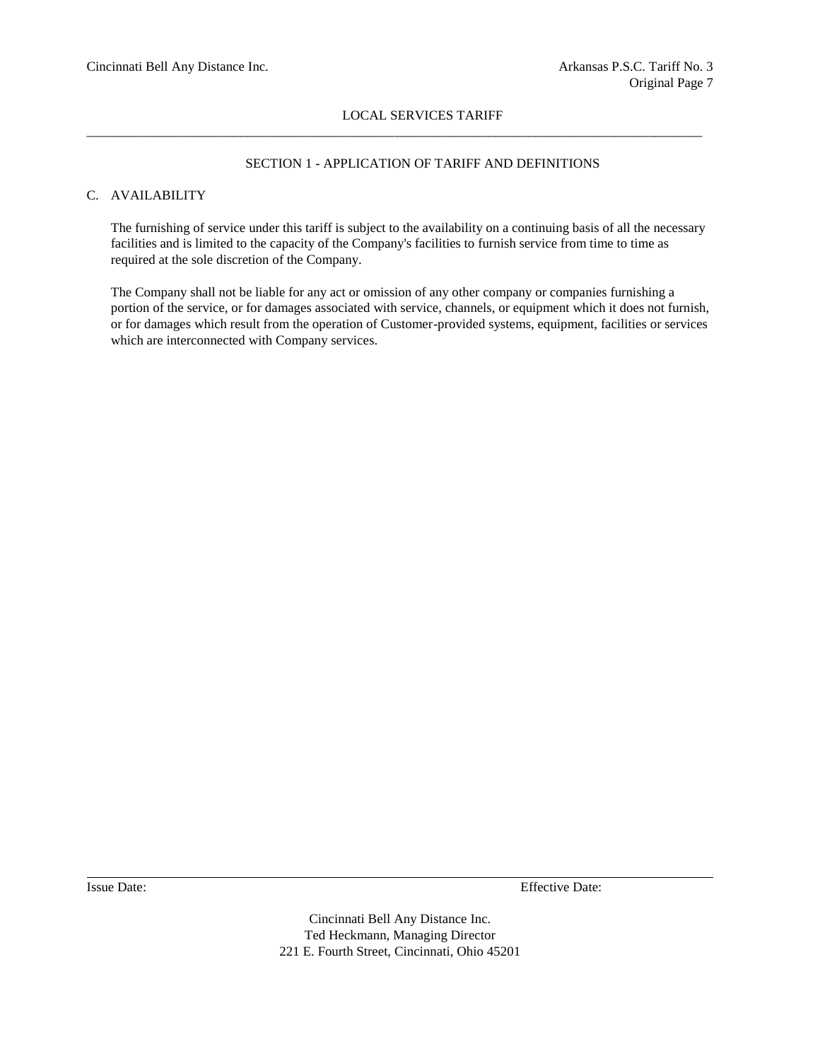## SECTION 1 - APPLICATION OF TARIFF AND DEFINITIONS

### C. AVAILABILITY

The furnishing of service under this tariff is subject to the availability on a continuing basis of all the necessary facilities and is limited to the capacity of the Company's facilities to furnish service from time to time as required at the sole discretion of the Company.

The Company shall not be liable for any act or omission of any other company or companies furnishing a portion of the service, or for damages associated with service, channels, or equipment which it does not furnish, or for damages which result from the operation of Customer-provided systems, equipment, facilities or services which are interconnected with Company services.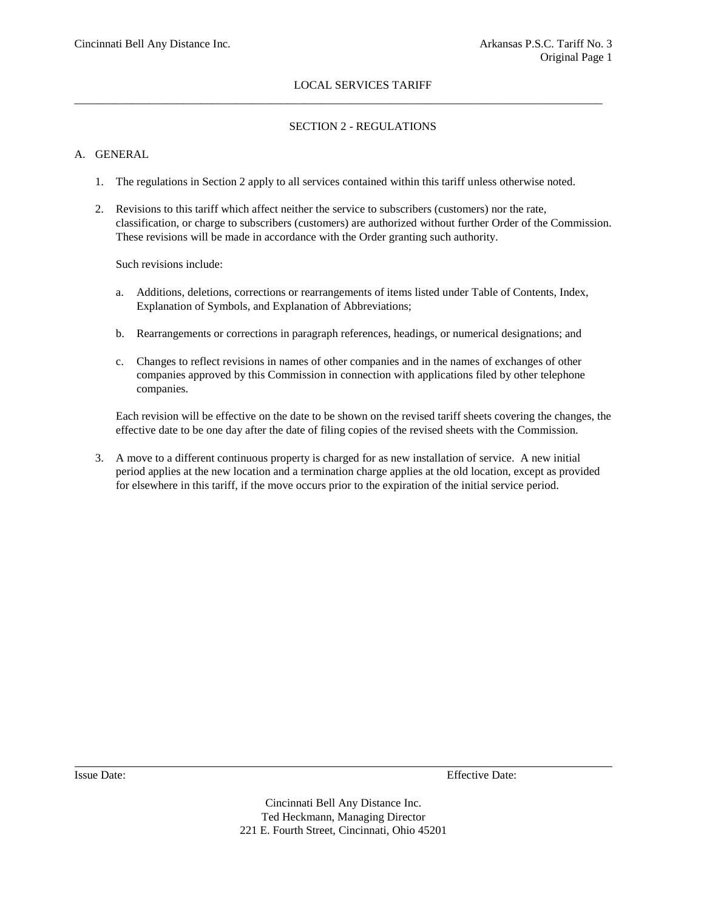LOCAL SERVICES TARIFF

## SECTION 2 - REGULATIONS

### A. GENERAL

1. The regulations in Section 2 apply to all services contained within this tariff unless otherwise noted.

2. Revisions to this tariff which affect neither the service to subscribers (customers) nor the rate, classification, or charge to subscribers (customers) are authorized without further Order of the Commission. These revisions will be made in accordance with the Order granting such authority.

   Such revisions include:

   a. Additions, deletions, corrections or rearrangements of items listed under Table of Contents, Index, Explanation of Symbols, and Explanation of Abbreviations;

   b. Rearrangements or corrections in paragraph references, headings, or numerical designations; and

   c. Changes to reflect revisions in names of other companies and in the names of exchanges of other companies approved by this Commission in connection with applications filed by other telephone companies.

   Each revision will be effective on the date to be shown on the revised tariff sheets covering the changes, the effective date to be one day after the date of filing copies of the revised sheets with the Commission.

3. A move to a different continuous property is charged for as new installation of service. A new initial period applies at the new location and a termination charge applies at the old location, except as provided for elsewhere in this tariff, if the move occurs prior to the expiration of the initial service period.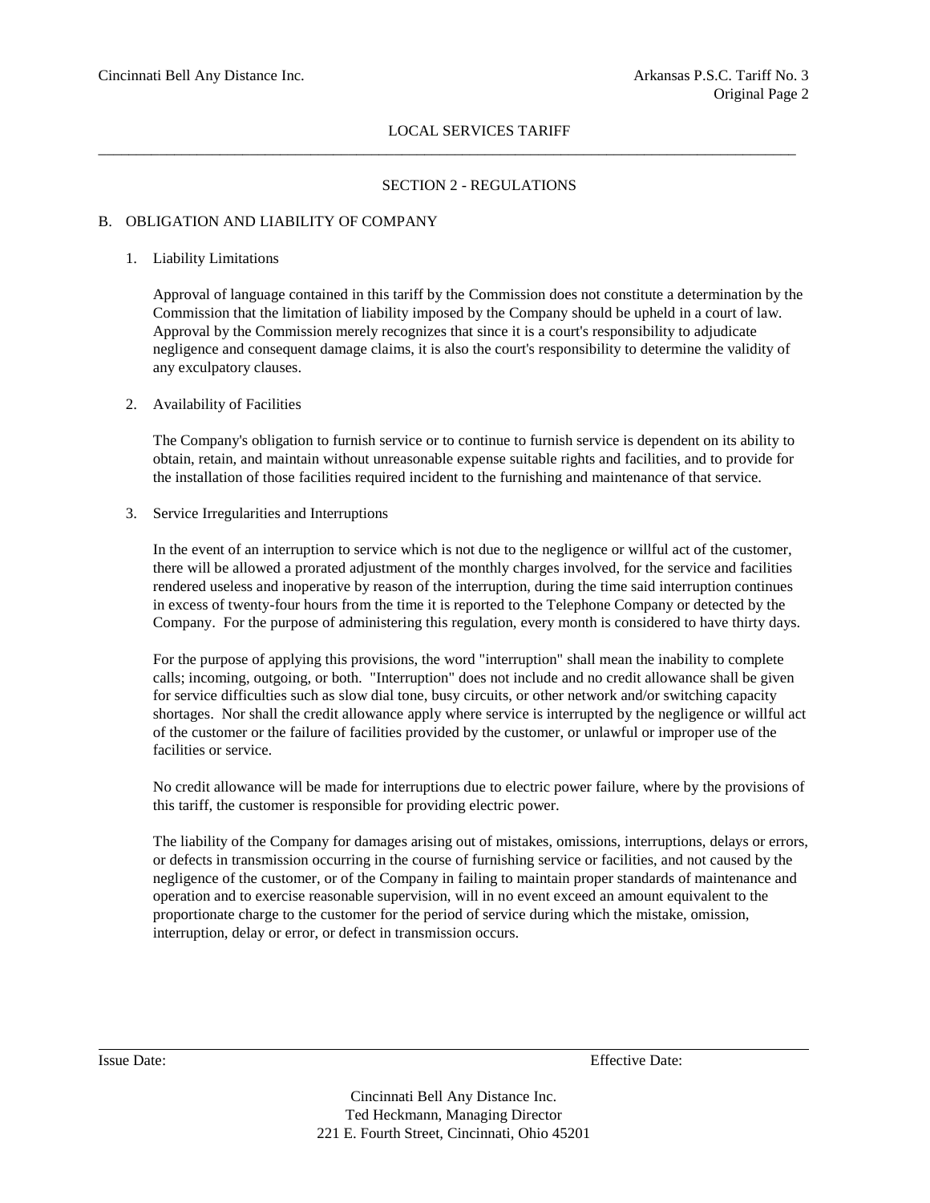## SECTION 2 - REGULATIONS

### B. OBLIGATION AND LIABILITY OF COMPANY

1. Liability Limitations

   Approval of language contained in this tariff by the Commission does not constitute a determination by the Commission that the limitation of liability imposed by the Company should be upheld in a court of law. Approval by the Commission merely recognizes that since it is a court's responsibility to adjudicate negligence and consequent damage claims, it is also the court's responsibility to determine the validity of any exculpatory clauses.

2. Availability of Facilities

   The Company's obligation to furnish service or to continue to furnish service is dependent on its ability to obtain, retain, and maintain without unreasonable expense suitable rights and facilities, and to provide for the installation of those facilities required incident to the furnishing and maintenance of that service.

3. Service Irregularities and Interruptions

   In the event of an interruption to service which is not due to the negligence or willful act of the customer, there will be allowed a prorated adjustment of the monthly charges involved, for the service and facilities rendered useless and inoperative by reason of the interruption, during the time said interruption continues in excess of twenty-four hours from the time it is reported to the Telephone Company or detected by the Company. For the purpose of administering this regulation, every month is considered to have thirty days.

   For the purpose of applying this provisions, the word "interruption" shall mean the inability to complete calls; incoming, outgoing, or both. "Interruption" does not include and no credit allowance shall be given for service difficulties such as slow dial tone, busy circuits, or other network and/or switching capacity shortages. Nor shall the credit allowance apply where service is interrupted by the negligence or willful act of the customer or the failure of facilities provided by the customer, or unlawful or improper use of the facilities or service.

   No credit allowance will be made for interruptions due to electric power failure, where by the provisions of this tariff, the customer is responsible for providing electric power.

   The liability of the Company for damages arising out of mistakes, omissions, interruptions, delays or errors, or defects in transmission occurring in the course of furnishing service or facilities, and not caused by the negligence of the customer, or of the Company in failing to maintain proper standards of maintenance and operation and to exercise reasonable supervision, will in no event exceed an amount equivalent to the proportionate charge to the customer for the period of service during which the mistake, omission, interruption, delay or error, or defect in transmission occurs.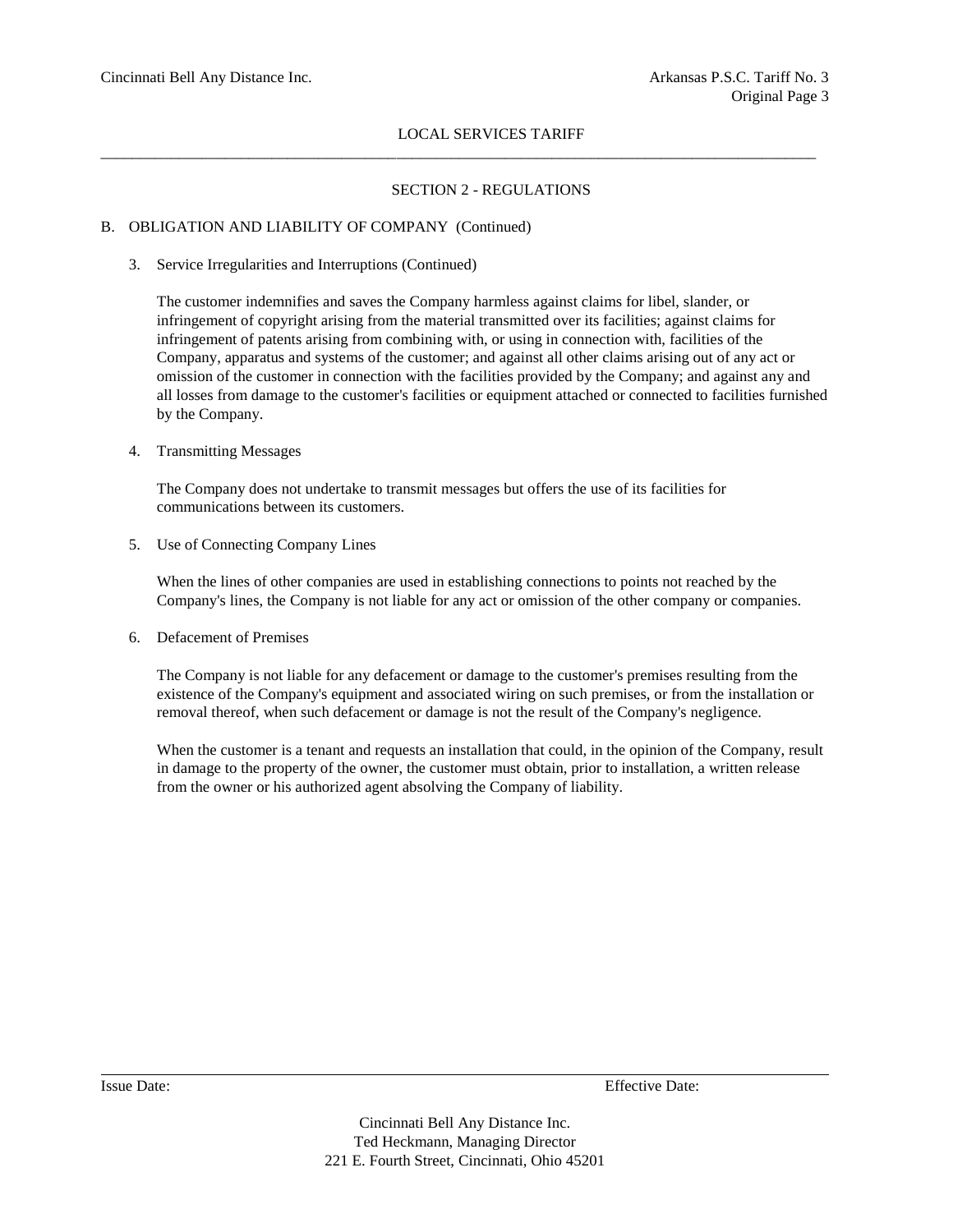LOCAL SERVICES TARIFF

## SECTION 2 - REGULATIONS

### B. OBLIGATION AND LIABILITY OF COMPANY (Continued)

3. Service Irregularities and Interruptions (Continued)

   The customer indemnifies and saves the Company harmless against claims for libel, slander, or infringement of copyright arising from the material transmitted over its facilities; against claims for infringement of patents arising from combining with, or using in connection with, facilities of the Company, apparatus and systems of the customer; and against all other claims arising out of any act or omission of the customer in connection with the facilities provided by the Company; and against any and all losses from damage to the customer's facilities or equipment attached or connected to facilities furnished by the Company.

4. Transmitting Messages

   The Company does not undertake to transmit messages but offers the use of its facilities for communications between its customers.

5. Use of Connecting Company Lines

   When the lines of other companies are used in establishing connections to points not reached by the Company's lines, the Company is not liable for any act or omission of the other company or companies.

6. Defacement of Premises

   The Company is not liable for any defacement or damage to the customer's premises resulting from the existence of the Company's equipment and associated wiring on such premises, or from the installation or removal thereof, when such defacement or damage is not the result of the Company's negligence.

   When the customer is a tenant and requests an installation that could, in the opinion of the Company, result in damage to the property of the owner, the customer must obtain, prior to installation, a written release from the owner or his authorized agent absolving the Company of liability.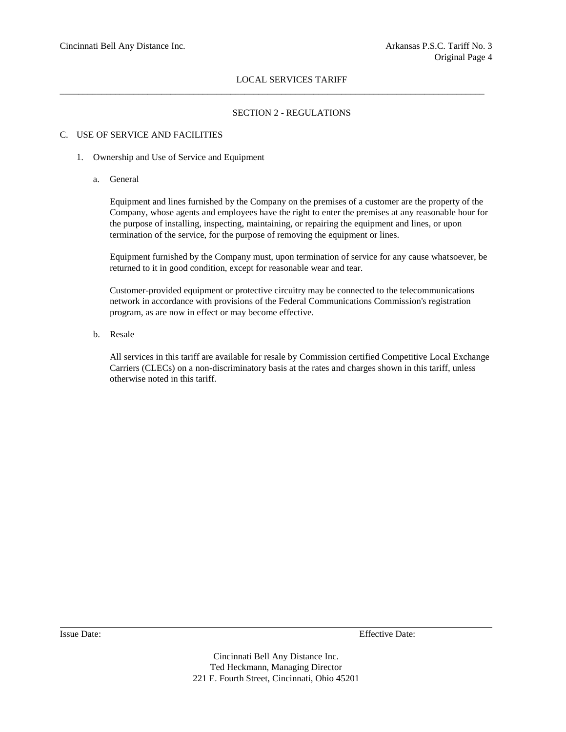LOCAL SERVICES TARIFF

## SECTION 2 - REGULATIONS

### C. USE OF SERVICE AND FACILITIES

1. Ownership and Use of Service and Equipment

   a. General

   Equipment and lines furnished by the Company on the premises of a customer are the property of the Company, whose agents and employees have the right to enter the premises at any reasonable hour for the purpose of installing, inspecting, maintaining, or repairing the equipment and lines, or upon termination of the service, for the purpose of removing the equipment or lines.

   Equipment furnished by the Company must, upon termination of service for any cause whatsoever, be returned to it in good condition, except for reasonable wear and tear.

   Customer-provided equipment or protective circuitry may be connected to the telecommunications network in accordance with provisions of the Federal Communications Commission's registration program, as are now in effect or may become effective.

   b. Resale

   All services in this tariff are available for resale by Commission certified Competitive Local Exchange Carriers (CLECs) on a non-discriminatory basis at the rates and charges shown in this tariff, unless otherwise noted in this tariff.

Issue Date: Effective Date:

Cincinnati Bell Any Distance Inc.
Ted Heckmann, Managing Director
221 E. Fourth Street, Cincinnati, Ohio 45201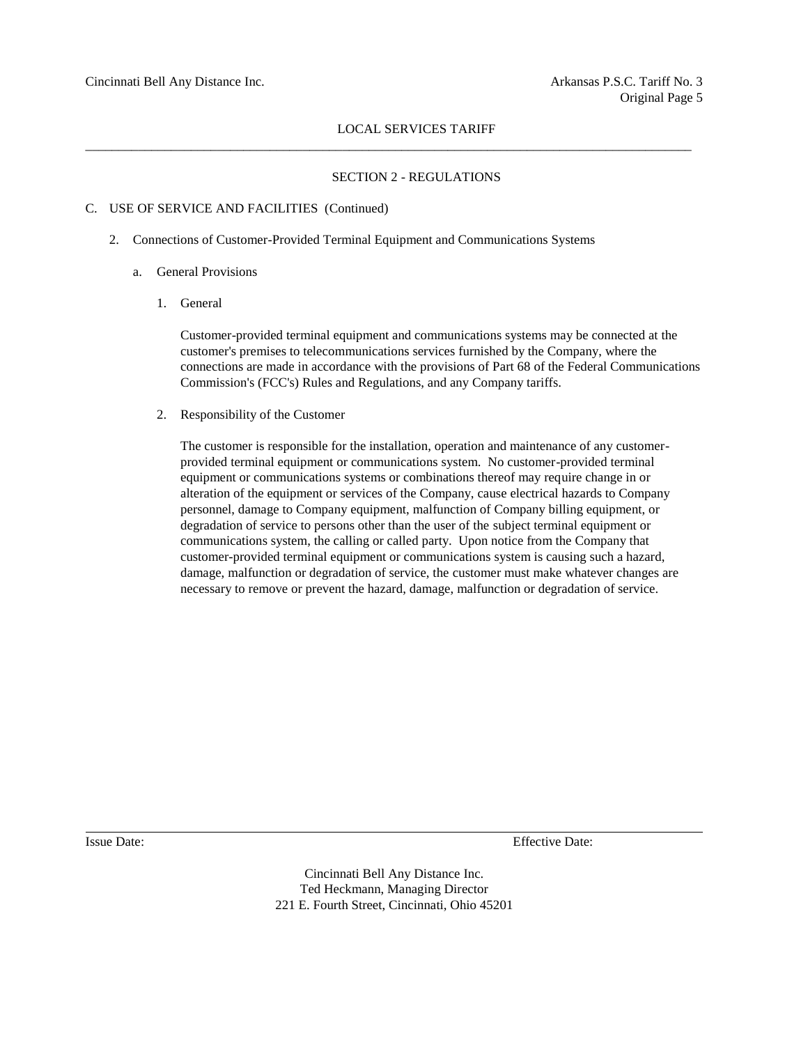## SECTION 2 - REGULATIONS

C. USE OF SERVICE AND FACILITIES (Continued)

2. Connections of Customer-Provided Terminal Equipment and Communications Systems

a. General Provisions

1. General

Customer-provided terminal equipment and communications systems may be connected at the customer's premises to telecommunications services furnished by the Company, where the connections are made in accordance with the provisions of Part 68 of the Federal Communications Commission's (FCC's) Rules and Regulations, and any Company tariffs.

2. Responsibility of the Customer

The customer is responsible for the installation, operation and maintenance of any customer-provided terminal equipment or communications system. No customer-provided terminal equipment or communications systems or combinations thereof may require change in or alteration of the equipment or services of the Company, cause electrical hazards to Company personnel, damage to Company equipment, malfunction of Company billing equipment, or degradation of service to persons other than the user of the subject terminal equipment or communications system, the calling or called party. Upon notice from the Company that customer-provided terminal equipment or communications system is causing such a hazard, damage, malfunction or degradation of service, the customer must make whatever changes are necessary to remove or prevent the hazard, damage, malfunction or degradation of service.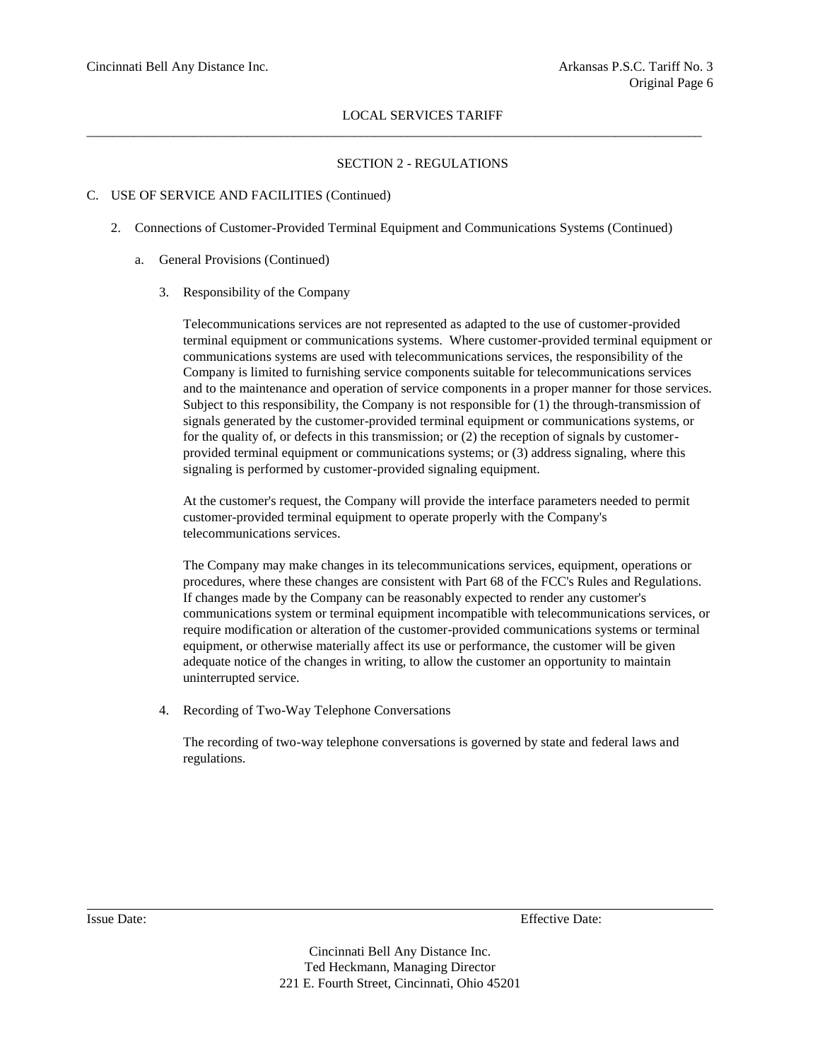## SECTION 2 - REGULATIONS

C. USE OF SERVICE AND FACILITIES (Continued)

2. Connections of Customer-Provided Terminal Equipment and Communications Systems (Continued)

a. General Provisions (Continued)

3. Responsibility of the Company

Telecommunications services are not represented as adapted to the use of customer-provided terminal equipment or communications systems. Where customer-provided terminal equipment or communications systems are used with telecommunications services, the responsibility of the Company is limited to furnishing service components suitable for telecommunications services and to the maintenance and operation of service components in a proper manner for those services. Subject to this responsibility, the Company is not responsible for (1) the through-transmission of signals generated by the customer-provided terminal equipment or communications systems, or for the quality of, or defects in this transmission; or (2) the reception of signals by customer-provided terminal equipment or communications systems; or (3) address signaling, where this signaling is performed by customer-provided signaling equipment.

At the customer's request, the Company will provide the interface parameters needed to permit customer-provided terminal equipment to operate properly with the Company's telecommunications services.

The Company may make changes in its telecommunications services, equipment, operations or procedures, where these changes are consistent with Part 68 of the FCC's Rules and Regulations. If changes made by the Company can be reasonably expected to render any customer's communications system or terminal equipment incompatible with telecommunications services, or require modification or alteration of the customer-provided communications systems or terminal equipment, or otherwise materially affect its use or performance, the customer will be given adequate notice of the changes in writing, to allow the customer an opportunity to maintain uninterrupted service.

4. Recording of Two-Way Telephone Conversations

The recording of two-way telephone conversations is governed by state and federal laws and regulations.

Issue Date: Effective Date:

Cincinnati Bell Any Distance Inc.
Ted Heckmann, Managing Director
221 E. Fourth Street, Cincinnati, Ohio 45201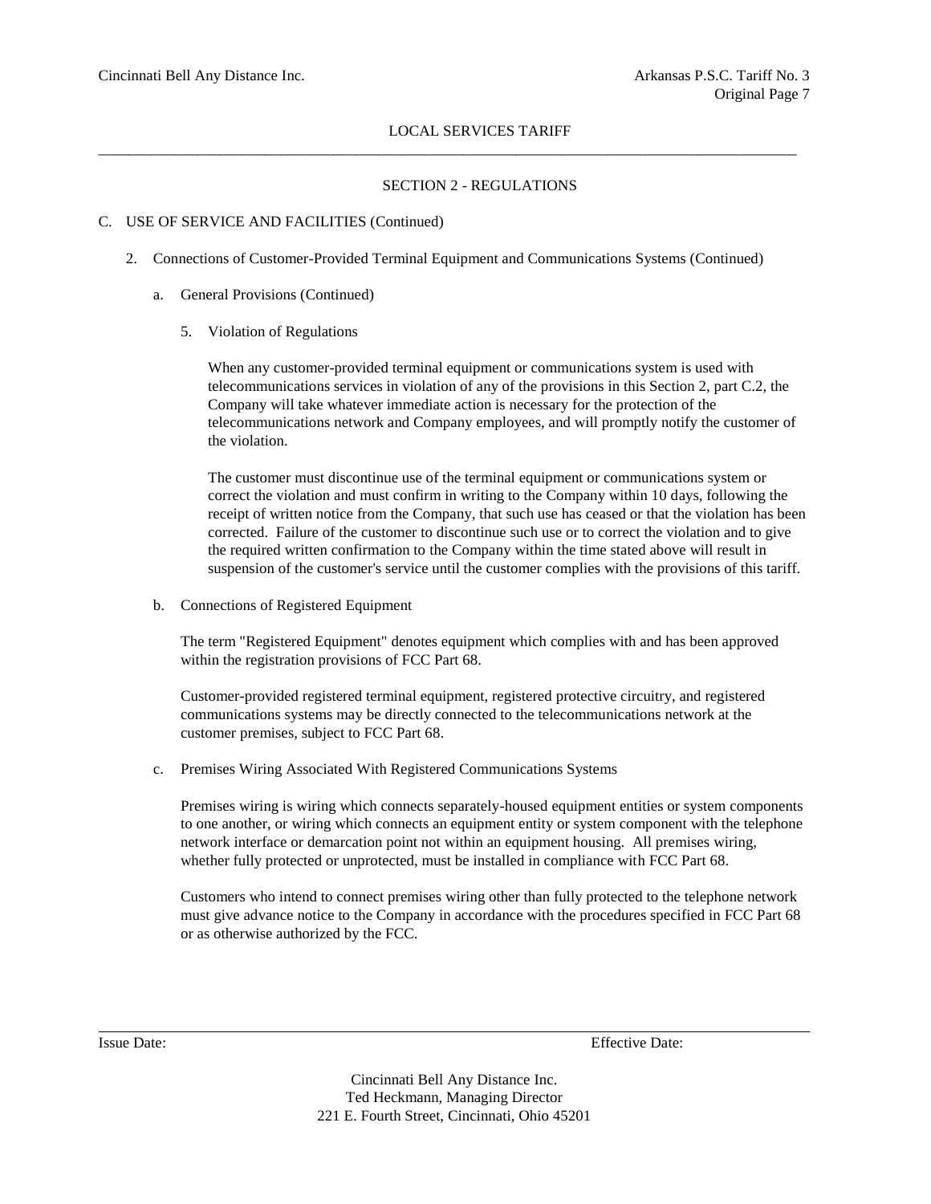## SECTION 2 - REGULATIONS

C. USE OF SERVICE AND FACILITIES (Continued)

2. Connections of Customer-Provided Terminal Equipment and Communications Systems (Continued)

a. General Provisions (Continued)

5. Violation of Regulations

When any customer-provided terminal equipment or communications system is used with telecommunications services in violation of any of the provisions in this Section 2, part C.2, the Company will take whatever immediate action is necessary for the protection of the telecommunications network and Company employees, and will promptly notify the customer of the violation.

The customer must discontinue use of the terminal equipment or communications system or correct the violation and must confirm in writing to the Company within 10 days, following the receipt of written notice from the Company, that such use has ceased or that the violation has been corrected. Failure of the customer to discontinue such use or to correct the violation and to give the required written confirmation to the Company within the time stated above will result in suspension of the customer's service until the customer complies with the provisions of this tariff.

b. Connections of Registered Equipment

The term "Registered Equipment" denotes equipment which complies with and has been approved within the registration provisions of FCC Part 68.

Customer-provided registered terminal equipment, registered protective circuitry, and registered communications systems may be directly connected to the telecommunications network at the customer premises, subject to FCC Part 68.

c. Premises Wiring Associated With Registered Communications Systems

Premises wiring is wiring which connects separately-housed equipment entities or system components to one another, or wiring which connects an equipment entity or system component with the telephone network interface or demarcation point not within an equipment housing. All premises wiring, whether fully protected or unprotected, must be installed in compliance with FCC Part 68.

Customers who intend to connect premises wiring other than fully protected to the telephone network must give advance notice to the Company in accordance with the procedures specified in FCC Part 68 or as otherwise authorized by the FCC.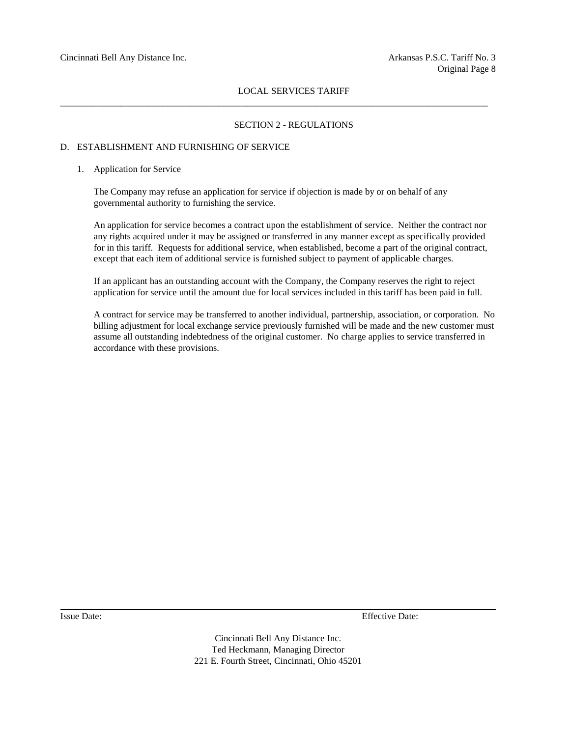## SECTION 2 - REGULATIONS

### D. ESTABLISHMENT AND FURNISHING OF SERVICE

#### 1. Application for Service

The Company may refuse an application for service if objection is made by or on behalf of any governmental authority to furnishing the service.

An application for service becomes a contract upon the establishment of service. Neither the contract nor any rights acquired under it may be assigned or transferred in any manner except as specifically provided for in this tariff. Requests for additional service, when established, become a part of the original contract, except that each item of additional service is furnished subject to payment of applicable charges.

If an applicant has an outstanding account with the Company, the Company reserves the right to reject application for service until the amount due for local services included in this tariff has been paid in full.

A contract for service may be transferred to another individual, partnership, association, or corporation. No billing adjustment for local exchange service previously furnished will be made and the new customer must assume all outstanding indebtedness of the original customer. No charge applies to service transferred in accordance with these provisions.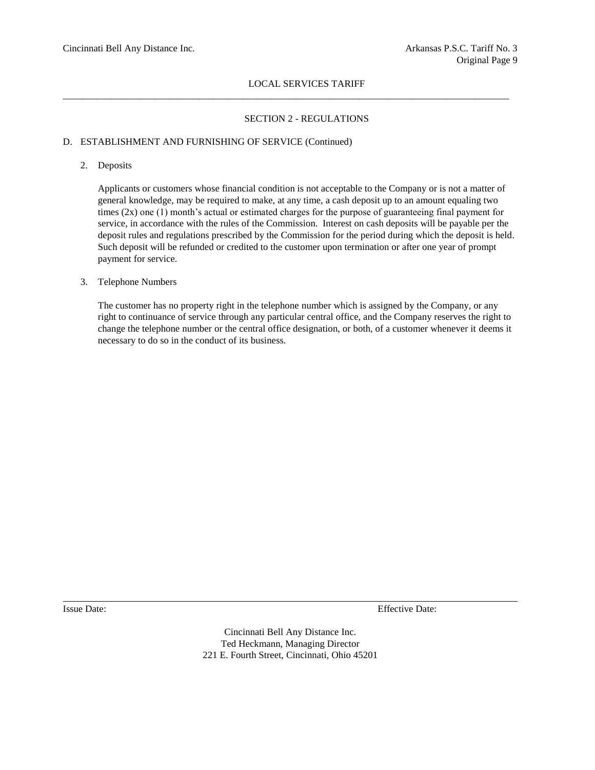## SECTION 2 - REGULATIONS

### D. ESTABLISHMENT AND FURNISHING OF SERVICE (Continued)

2. Deposits

   Applicants or customers whose financial condition is not acceptable to the Company or is not a matter of general knowledge, may be required to make, at any time, a cash deposit up to an amount equaling two times (2x) one (1) month's actual or estimated charges for the purpose of guaranteeing final payment for service, in accordance with the rules of the Commission. Interest on cash deposits will be payable per the deposit rules and regulations prescribed by the Commission for the period during which the deposit is held. Such deposit will be refunded or credited to the customer upon termination or after one year of prompt payment for service.

3. Telephone Numbers

   The customer has no property right in the telephone number which is assigned by the Company, or any right to continuance of service through any particular central office, and the Company reserves the right to change the telephone number or the central office designation, or both, of a customer whenever it deems it necessary to do so in the conduct of its business.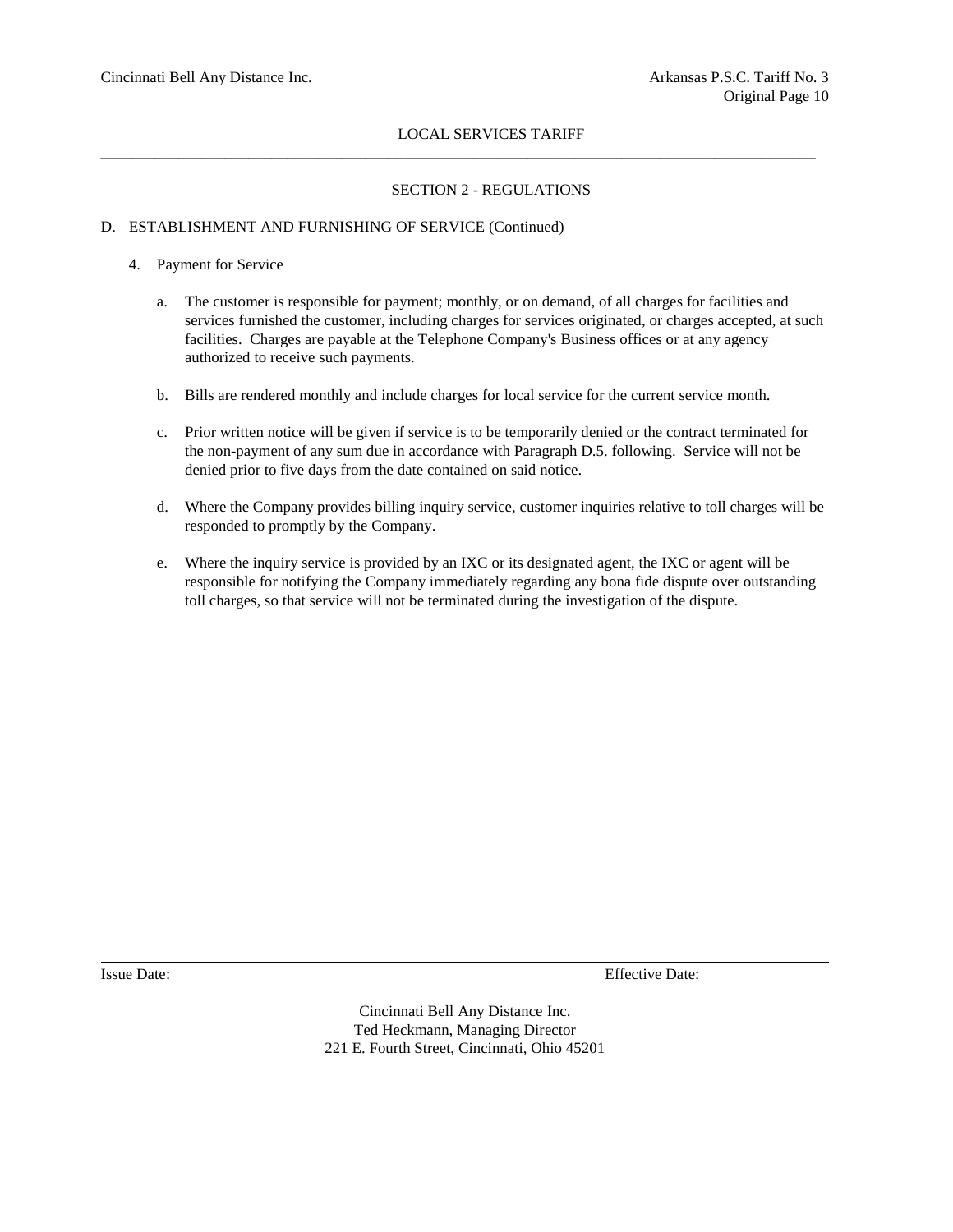## SECTION 2 - REGULATIONS

### D. ESTABLISHMENT AND FURNISHING OF SERVICE (Continued)

4. Payment for Service

   a. The customer is responsible for payment; monthly, or on demand, of all charges for facilities and services furnished the customer, including charges for services originated, or charges accepted, at such facilities. Charges are payable at the Telephone Company's Business offices or at any agency authorized to receive such payments.

   b. Bills are rendered monthly and include charges for local service for the current service month.

   c. Prior written notice will be given if service is to be temporarily denied or the contract terminated for the non-payment of any sum due in accordance with Paragraph D.5. following. Service will not be denied prior to five days from the date contained on said notice.

   d. Where the Company provides billing inquiry service, customer inquiries relative to toll charges will be responded to promptly by the Company.

   e. Where the inquiry service is provided by an IXC or its designated agent, the IXC or agent will be responsible for notifying the Company immediately regarding any bona fide dispute over outstanding toll charges, so that service will not be terminated during the investigation of the dispute.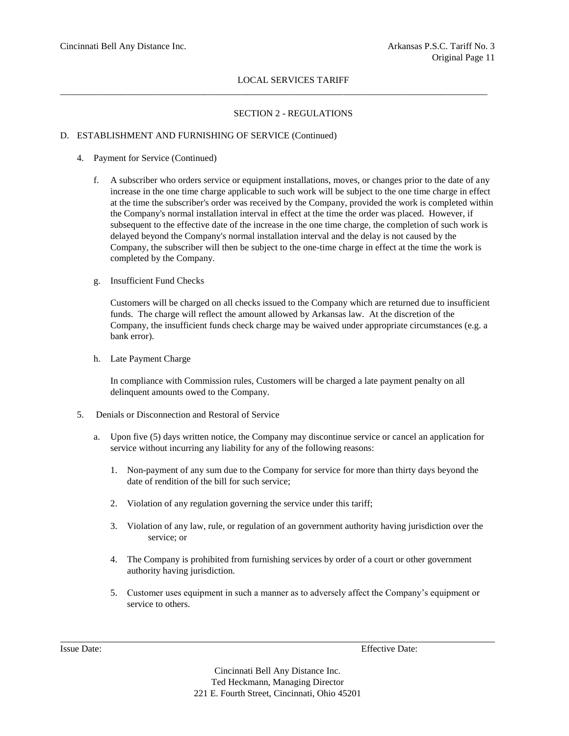## SECTION 2 - REGULATIONS

D. ESTABLISHMENT AND FURNISHING OF SERVICE (Continued)

4. Payment for Service (Continued)

   f. A subscriber who orders service or equipment installations, moves, or changes prior to the date of any increase in the one time charge applicable to such work will be subject to the one time charge in effect at the time the subscriber's order was received by the Company, provided the work is completed within the Company's normal installation interval in effect at the time the order was placed. However, if subsequent to the effective date of the increase in the one time charge, the completion of such work is delayed beyond the Company's normal installation interval and the delay is not caused by the Company, the subscriber will then be subject to the one-time charge in effect at the time the work is completed by the Company.

   g. Insufficient Fund Checks

      Customers will be charged on all checks issued to the Company which are returned due to insufficient funds. The charge will reflect the amount allowed by Arkansas law. At the discretion of the Company, the insufficient funds check charge may be waived under appropriate circumstances (e.g. a bank error).

   h. Late Payment Charge

      In compliance with Commission rules, Customers will be charged a late payment penalty on all delinquent amounts owed to the Company.

5. Denials or Disconnection and Restoral of Service

   a. Upon five (5) days written notice, the Company may discontinue service or cancel an application for service without incurring any liability for any of the following reasons:

      1. Non-payment of any sum due to the Company for service for more than thirty days beyond the date of rendition of the bill for such service;

      2. Violation of any regulation governing the service under this tariff;

      3. Violation of any law, rule, or regulation of an government authority having jurisdiction over the service; or

      4. The Company is prohibited from furnishing services by order of a court or other government authority having jurisdiction.

      5. Customer uses equipment in such a manner as to adversely affect the Company's equipment or service to others.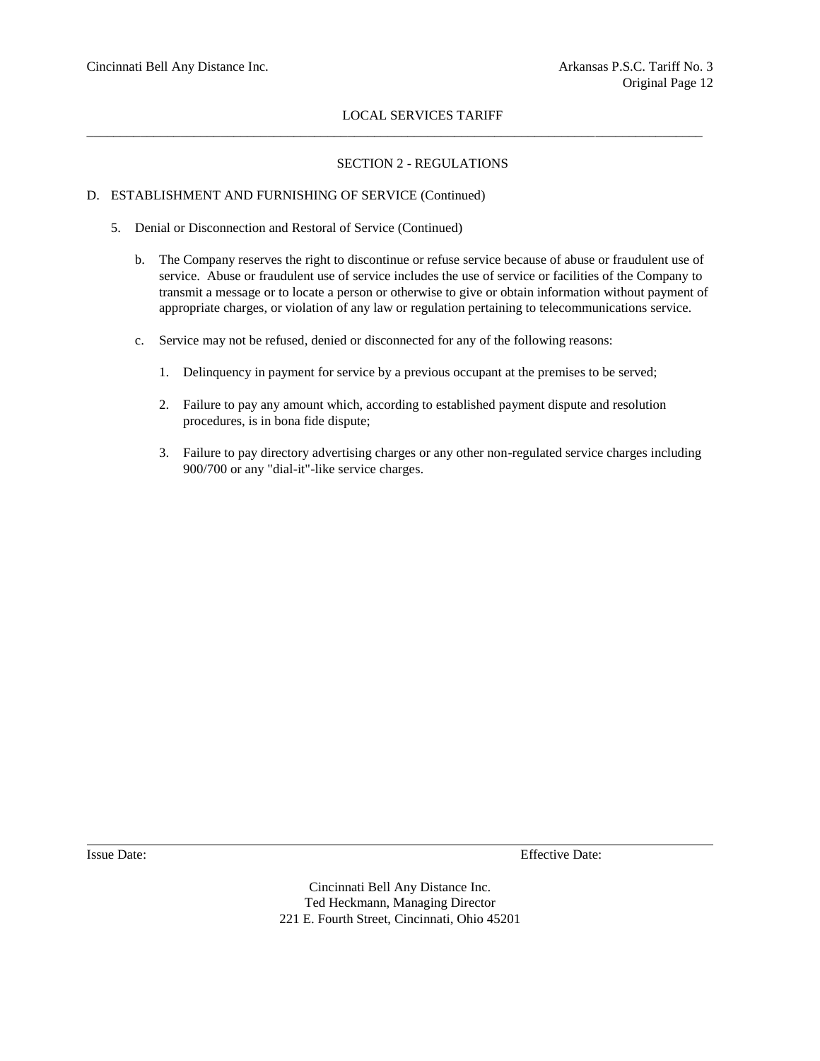## SECTION 2 - REGULATIONS

D. ESTABLISHMENT AND FURNISHING OF SERVICE (Continued)

5. Denial or Disconnection and Restoral of Service (Continued)

   b. The Company reserves the right to discontinue or refuse service because of abuse or fraudulent use of service. Abuse or fraudulent use of service includes the use of service or facilities of the Company to transmit a message or to locate a person or otherwise to give or obtain information without payment of appropriate charges, or violation of any law or regulation pertaining to telecommunications service.

   c. Service may not be refused, denied or disconnected for any of the following reasons:

      1. Delinquency in payment for service by a previous occupant at the premises to be served;

      2. Failure to pay any amount which, according to established payment dispute and resolution procedures, is in bona fide dispute;

      3. Failure to pay directory advertising charges or any other non-regulated service charges including 900/700 or any "dial-it"-like service charges.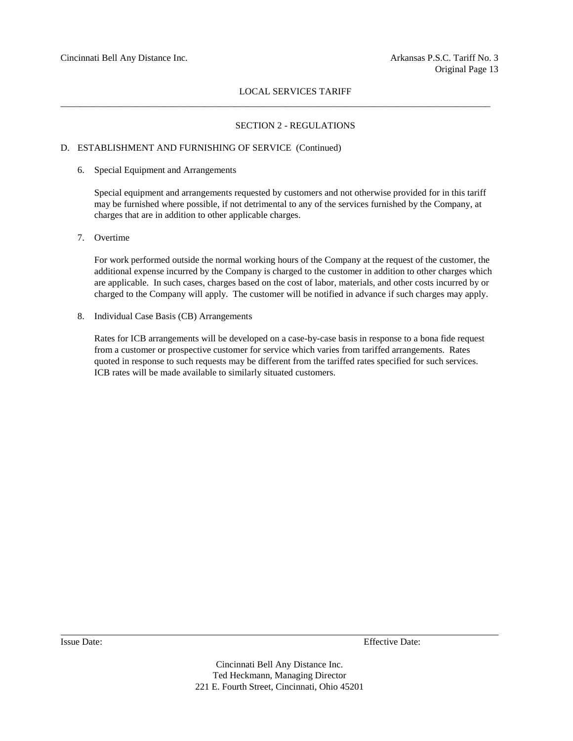## SECTION 2 - REGULATIONS

D. ESTABLISHMENT AND FURNISHING OF SERVICE (Continued)

6. Special Equipment and Arrangements

   Special equipment and arrangements requested by customers and not otherwise provided for in this tariff may be furnished where possible, if not detrimental to any of the services furnished by the Company, at charges that are in addition to other applicable charges.

7. Overtime

   For work performed outside the normal working hours of the Company at the request of the customer, the additional expense incurred by the Company is charged to the customer in addition to other charges which are applicable. In such cases, charges based on the cost of labor, materials, and other costs incurred by or charged to the Company will apply. The customer will be notified in advance if such charges may apply.

8. Individual Case Basis (CB) Arrangements

   Rates for ICB arrangements will be developed on a case-by-case basis in response to a bona fide request from a customer or prospective customer for service which varies from tariffed arrangements. Rates quoted in response to such requests may be different from the tariffed rates specified for such services. ICB rates will be made available to similarly situated customers.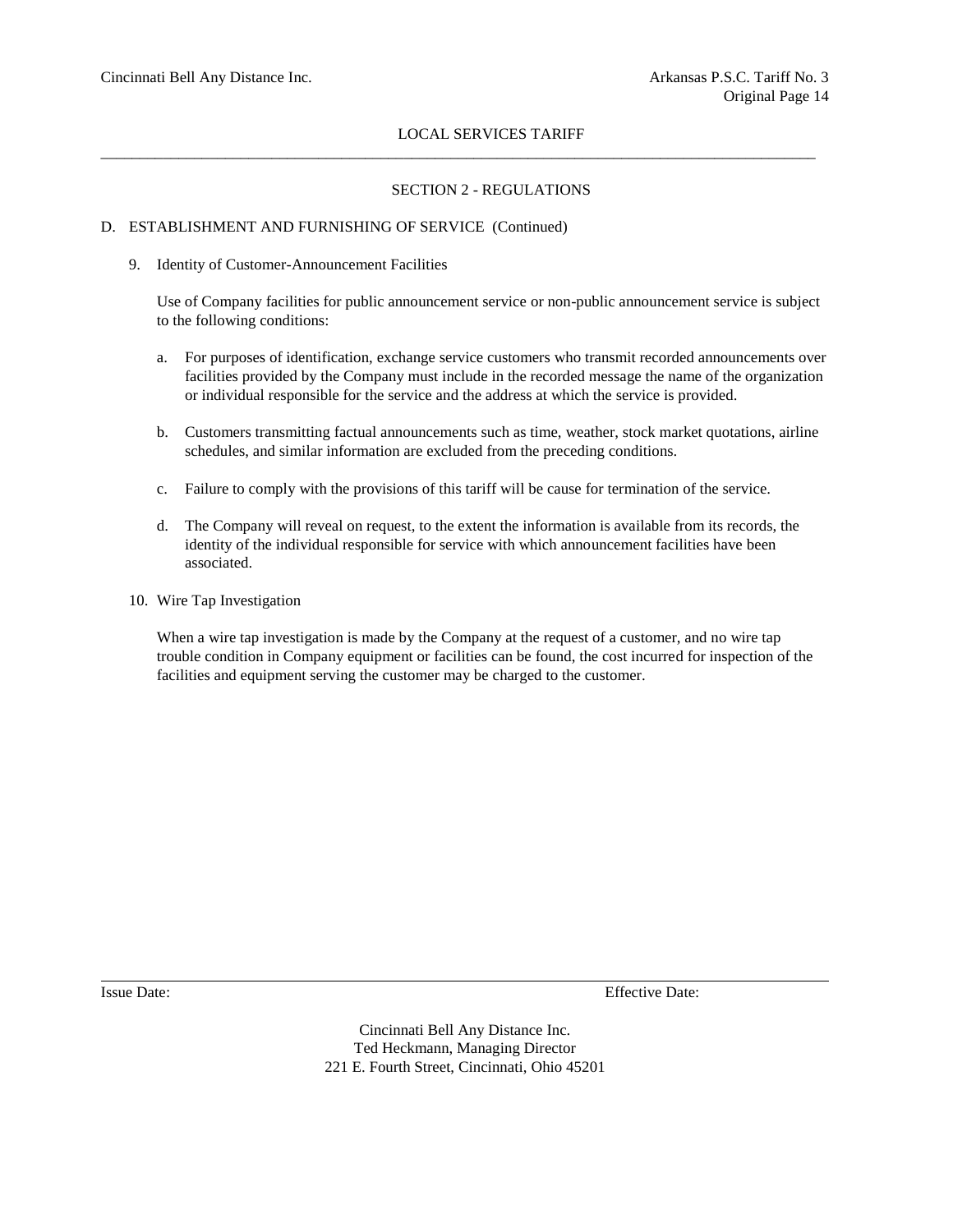LOCAL SERVICES TARIFF

## SECTION 2 - REGULATIONS

### D. ESTABLISHMENT AND FURNISHING OF SERVICE (Continued)

9. Identity of Customer-Announcement Facilities

   Use of Company facilities for public announcement service or non-public announcement service is subject to the following conditions:

   a. For purposes of identification, exchange service customers who transmit recorded announcements over facilities provided by the Company must include in the recorded message the name of the organization or individual responsible for the service and the address at which the service is provided.

   b. Customers transmitting factual announcements such as time, weather, stock market quotations, airline schedules, and similar information are excluded from the preceding conditions.

   c. Failure to comply with the provisions of this tariff will be cause for termination of the service.

   d. The Company will reveal on request, to the extent the information is available from its records, the identity of the individual responsible for service with which announcement facilities have been associated.

10. Wire Tap Investigation

    When a wire tap investigation is made by the Company at the request of a customer, and no wire tap trouble condition in Company equipment or facilities can be found, the cost incurred for inspection of the facilities and equipment serving the customer may be charged to the customer.

Issue Date: Effective Date:

Cincinnati Bell Any Distance Inc.
Ted Heckmann, Managing Director
221 E. Fourth Street, Cincinnati, Ohio 45201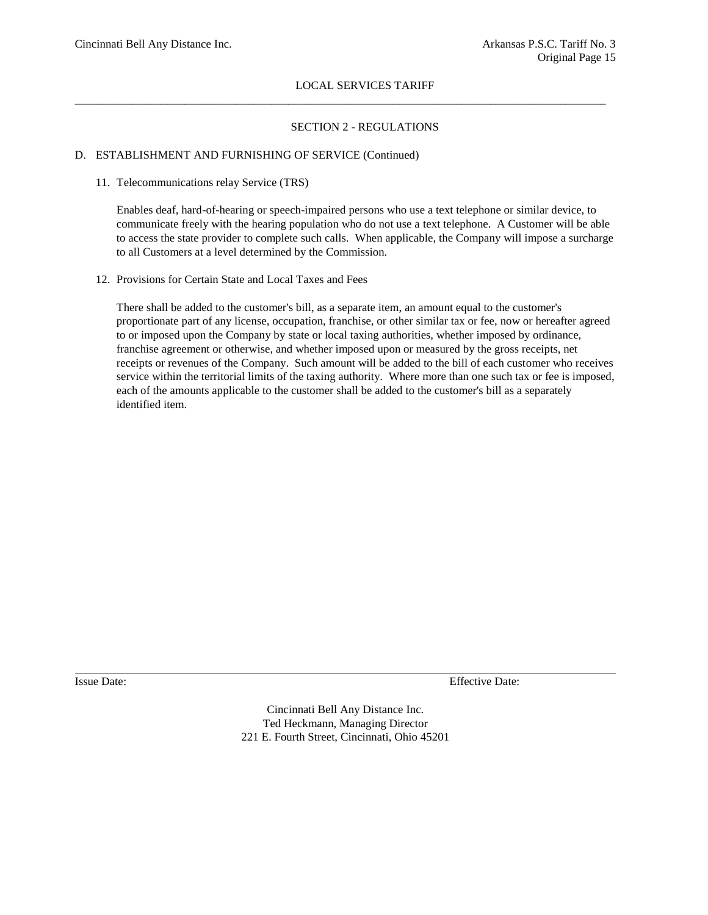## SECTION 2 - REGULATIONS

D. ESTABLISHMENT AND FURNISHING OF SERVICE (Continued)

11. Telecommunications relay Service (TRS)

    Enables deaf, hard-of-hearing or speech-impaired persons who use a text telephone or similar device, to communicate freely with the hearing population who do not use a text telephone. A Customer will be able to access the state provider to complete such calls. When applicable, the Company will impose a surcharge to all Customers at a level determined by the Commission.

12. Provisions for Certain State and Local Taxes and Fees

    There shall be added to the customer's bill, as a separate item, an amount equal to the customer's proportionate part of any license, occupation, franchise, or other similar tax or fee, now or hereafter agreed to or imposed upon the Company by state or local taxing authorities, whether imposed by ordinance, franchise agreement or otherwise, and whether imposed upon or measured by the gross receipts, net receipts or revenues of the Company. Such amount will be added to the bill of each customer who receives service within the territorial limits of the taxing authority. Where more than one such tax or fee is imposed, each of the amounts applicable to the customer shall be added to the customer's bill as a separately identified item.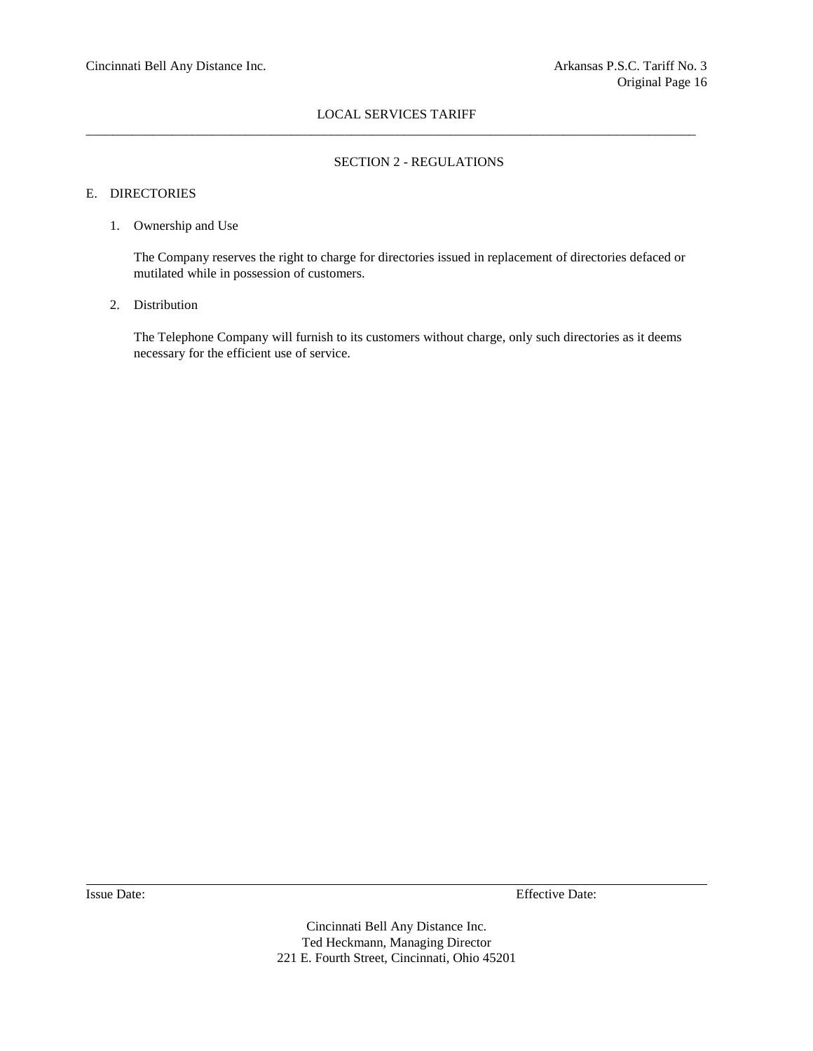## SECTION 2 - REGULATIONS

### E. DIRECTORIES

1. Ownership and Use

   The Company reserves the right to charge for directories issued in replacement of directories defaced or mutilated while in possession of customers.

2. Distribution

   The Telephone Company will furnish to its customers without charge, only such directories as it deems necessary for the efficient use of service.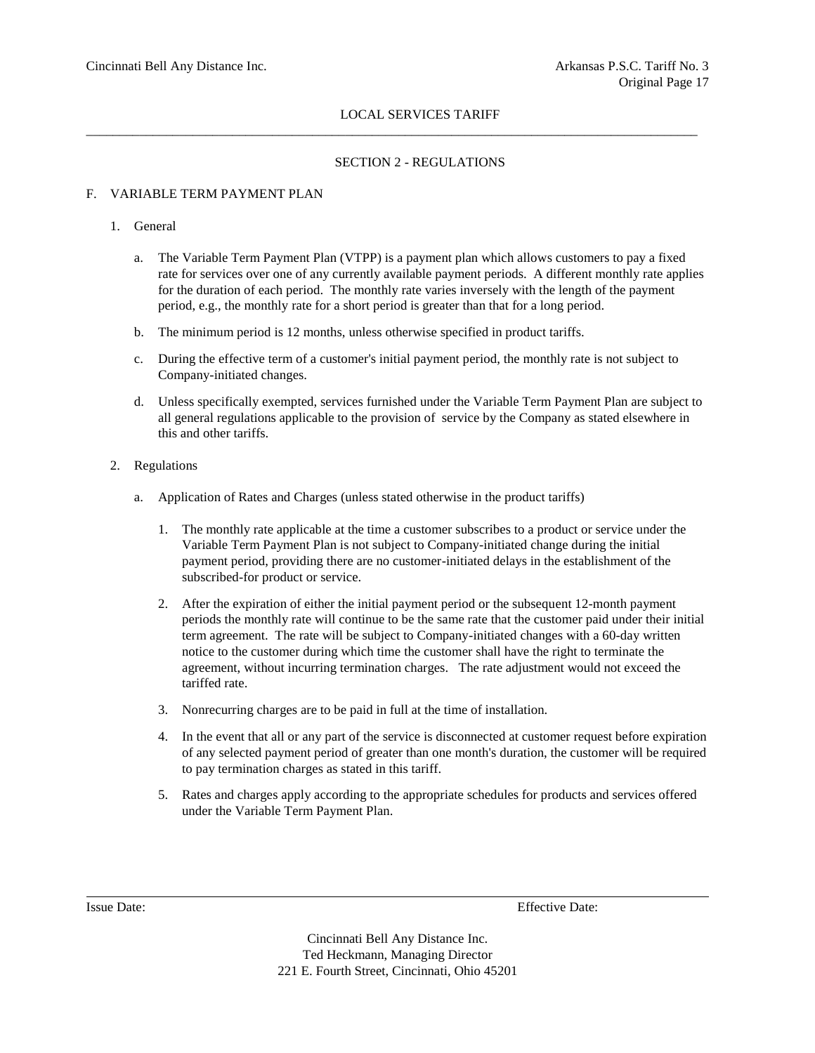## SECTION 2 - REGULATIONS

### F. VARIABLE TERM PAYMENT PLAN

1. General

   a. The Variable Term Payment Plan (VTPP) is a payment plan which allows customers to pay a fixed rate for services over one of any currently available payment periods. A different monthly rate applies for the duration of each period. The monthly rate varies inversely with the length of the payment period, e.g., the monthly rate for a short period is greater than that for a long period.

   b. The minimum period is 12 months, unless otherwise specified in product tariffs.

   c. During the effective term of a customer's initial payment period, the monthly rate is not subject to Company-initiated changes.

   d. Unless specifically exempted, services furnished under the Variable Term Payment Plan are subject to all general regulations applicable to the provision of service by the Company as stated elsewhere in this and other tariffs.

2. Regulations

   a. Application of Rates and Charges (unless stated otherwise in the product tariffs)

      1. The monthly rate applicable at the time a customer subscribes to a product or service under the Variable Term Payment Plan is not subject to Company-initiated change during the initial payment period, providing there are no customer-initiated delays in the establishment of the subscribed-for product or service.

      2. After the expiration of either the initial payment period or the subsequent 12-month payment periods the monthly rate will continue to be the same rate that the customer paid under their initial term agreement. The rate will be subject to Company-initiated changes with a 60-day written notice to the customer during which time the customer shall have the right to terminate the agreement, without incurring termination charges. The rate adjustment would not exceed the tariffed rate.

      3. Nonrecurring charges are to be paid in full at the time of installation.

      4. In the event that all or any part of the service is disconnected at customer request before expiration of any selected payment period of greater than one month's duration, the customer will be required to pay termination charges as stated in this tariff.

      5. Rates and charges apply according to the appropriate schedules for products and services offered under the Variable Term Payment Plan.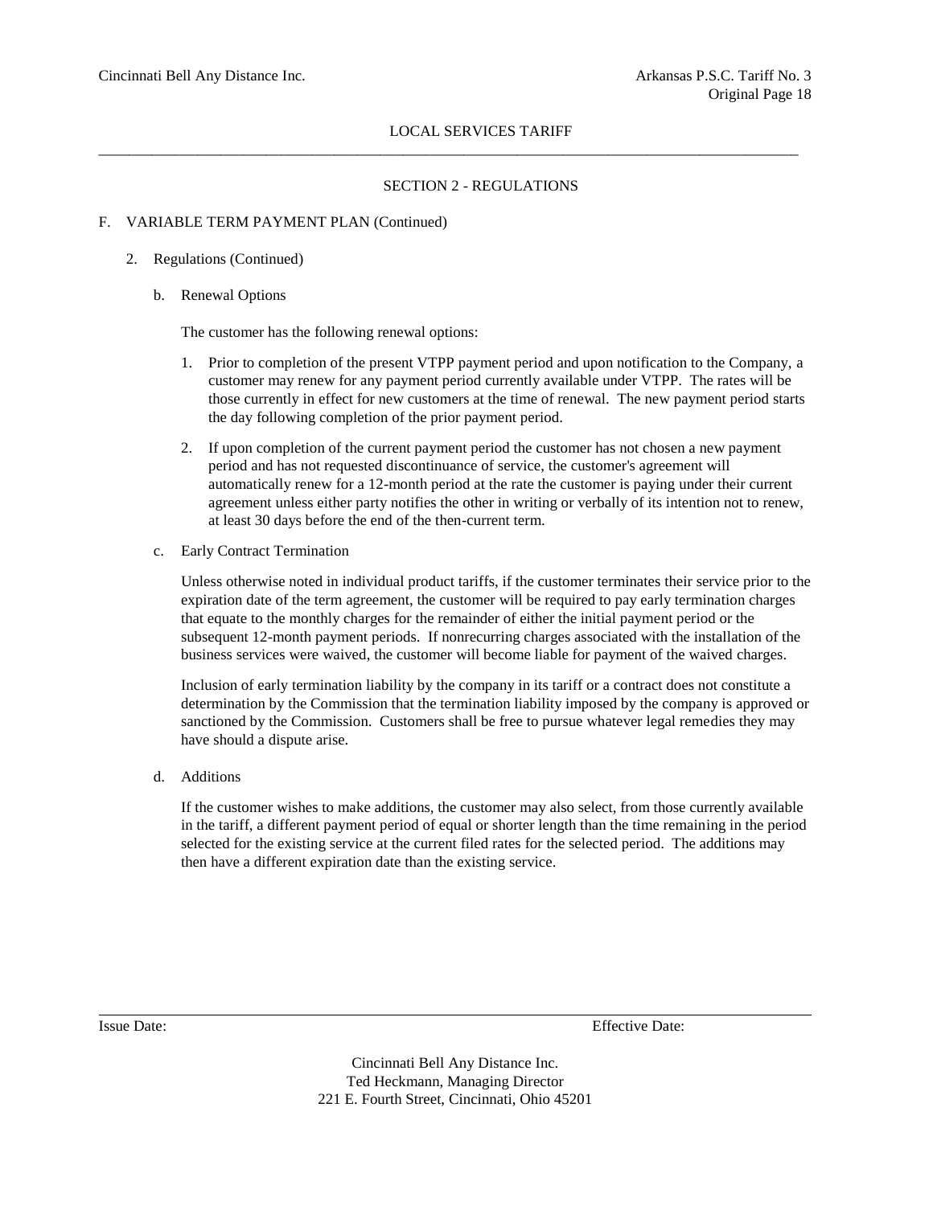LOCAL SERVICES TARIFF

## SECTION 2 - REGULATIONS

F. VARIABLE TERM PAYMENT PLAN (Continued)

2. Regulations (Continued)

   b. Renewal Options

      The customer has the following renewal options:

      1. Prior to completion of the present VTPP payment period and upon notification to the Company, a customer may renew for any payment period currently available under VTPP. The rates will be those currently in effect for new customers at the time of renewal. The new payment period starts the day following completion of the prior payment period.

      2. If upon completion of the current payment period the customer has not chosen a new payment period and has not requested discontinuance of service, the customer's agreement will automatically renew for a 12-month period at the rate the customer is paying under their current agreement unless either party notifies the other in writing or verbally of its intention not to renew, at least 30 days before the end of the then-current term.

   c. Early Contract Termination

      Unless otherwise noted in individual product tariffs, if the customer terminates their service prior to the expiration date of the term agreement, the customer will be required to pay early termination charges that equate to the monthly charges for the remainder of either the initial payment period or the subsequent 12-month payment periods. If nonrecurring charges associated with the installation of the business services were waived, the customer will become liable for payment of the waived charges.

      Inclusion of early termination liability by the company in its tariff or a contract does not constitute a determination by the Commission that the termination liability imposed by the company is approved or sanctioned by the Commission. Customers shall be free to pursue whatever legal remedies they may have should a dispute arise.

   d. Additions

      If the customer wishes to make additions, the customer may also select, from those currently available in the tariff, a different payment period of equal or shorter length than the time remaining in the period selected for the existing service at the current filed rates for the selected period. The additions may then have a different expiration date than the existing service.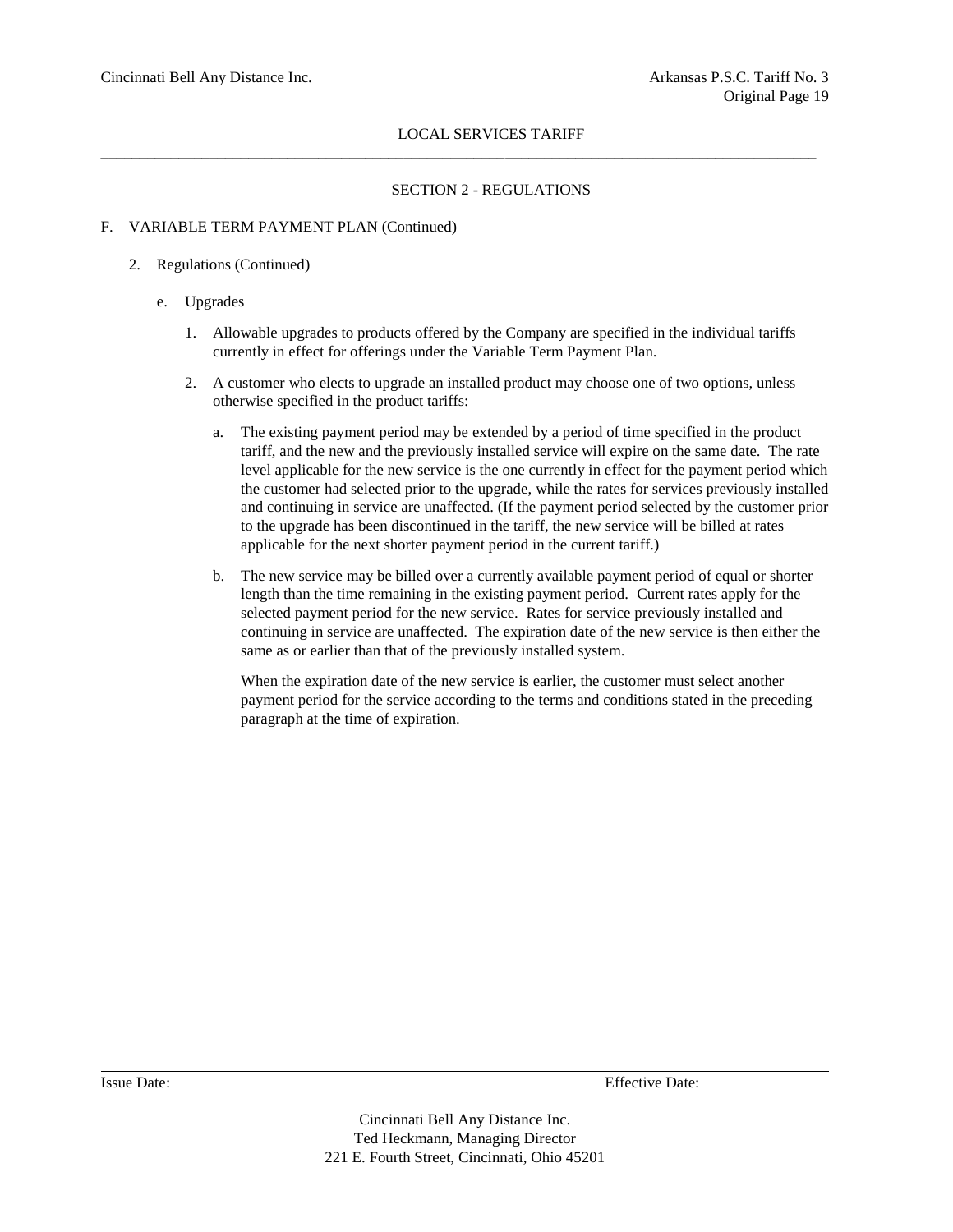## SECTION 2 - REGULATIONS

F. VARIABLE TERM PAYMENT PLAN (Continued)

2. Regulations (Continued)

   e. Upgrades

      1. Allowable upgrades to products offered by the Company are specified in the individual tariffs currently in effect for offerings under the Variable Term Payment Plan.

      2. A customer who elects to upgrade an installed product may choose one of two options, unless otherwise specified in the product tariffs:

         a. The existing payment period may be extended by a period of time specified in the product tariff, and the new and the previously installed service will expire on the same date. The rate level applicable for the new service is the one currently in effect for the payment period which the customer had selected prior to the upgrade, while the rates for services previously installed and continuing in service are unaffected. (If the payment period selected by the customer prior to the upgrade has been discontinued in the tariff, the new service will be billed at rates applicable for the next shorter payment period in the current tariff.)

         b. The new service may be billed over a currently available payment period of equal or shorter length than the time remaining in the existing payment period. Current rates apply for the selected payment period for the new service. Rates for service previously installed and continuing in service are unaffected. The expiration date of the new service is then either the same as or earlier than that of the previously installed system.

            When the expiration date of the new service is earlier, the customer must select another payment period for the service according to the terms and conditions stated in the preceding paragraph at the time of expiration.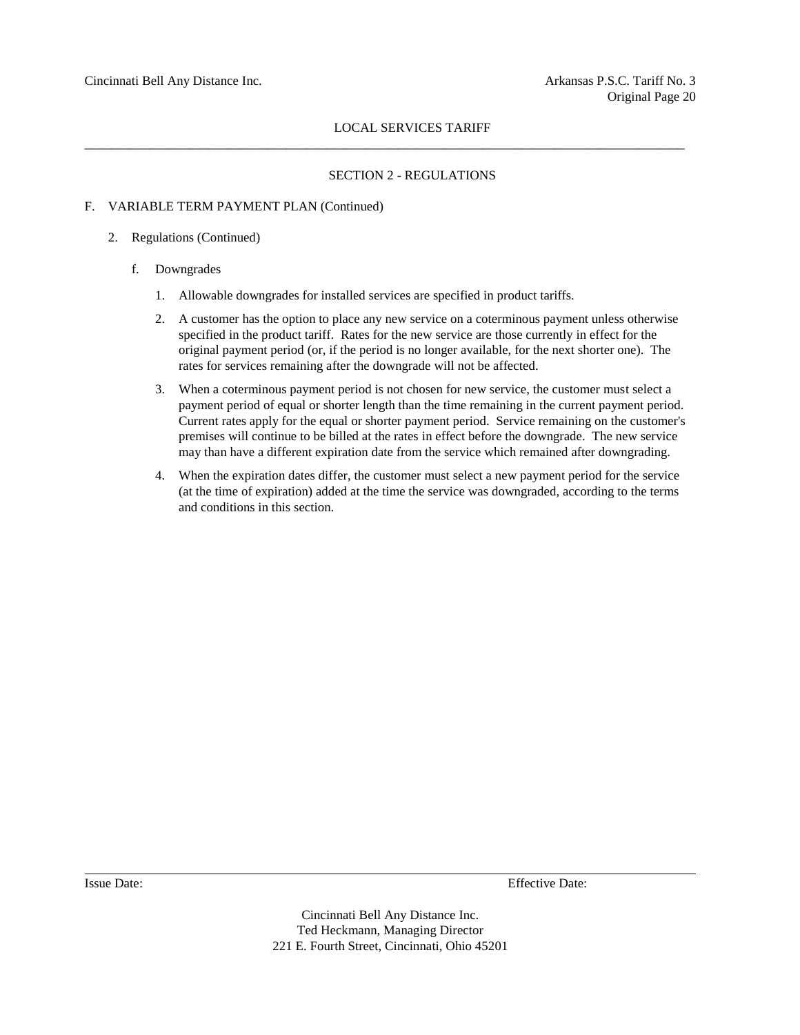LOCAL SERVICES TARIFF

## SECTION 2 - REGULATIONS

F. VARIABLE TERM PAYMENT PLAN (Continued)

2. Regulations (Continued)

f. Downgrades

1. Allowable downgrades for installed services are specified in product tariffs.

2. A customer has the option to place any new service on a coterminous payment unless otherwise specified in the product tariff. Rates for the new service are those currently in effect for the original payment period (or, if the period is no longer available, for the next shorter one). The rates for services remaining after the downgrade will not be affected.

3. When a coterminous payment period is not chosen for new service, the customer must select a payment period of equal or shorter length than the time remaining in the current payment period. Current rates apply for the equal or shorter payment period. Service remaining on the customer's premises will continue to be billed at the rates in effect before the downgrade. The new service may than have a different expiration date from the service which remained after downgrading.

4. When the expiration dates differ, the customer must select a new payment period for the service (at the time of expiration) added at the time the service was downgraded, according to the terms and conditions in this section.

Issue Date: Effective Date:

Cincinnati Bell Any Distance Inc.
Ted Heckmann, Managing Director
221 E. Fourth Street, Cincinnati, Ohio 45201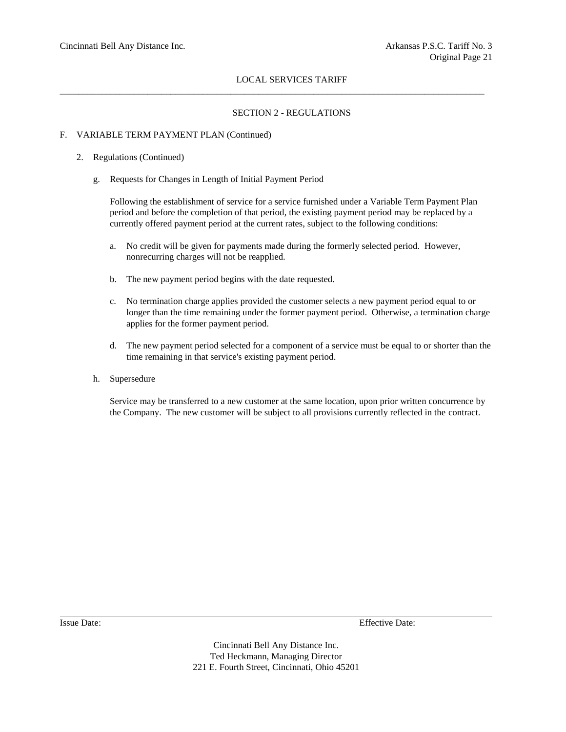## SECTION 2 - REGULATIONS

F. VARIABLE TERM PAYMENT PLAN (Continued)

2. Regulations (Continued)

   g. Requests for Changes in Length of Initial Payment Period

      Following the establishment of service for a service furnished under a Variable Term Payment Plan period and before the completion of that period, the existing payment period may be replaced by a currently offered payment period at the current rates, subject to the following conditions:

      a. No credit will be given for payments made during the formerly selected period. However, nonrecurring charges will not be reapplied.

      b. The new payment period begins with the date requested.

      c. No termination charge applies provided the customer selects a new payment period equal to or longer than the time remaining under the former payment period. Otherwise, a termination charge applies for the former payment period.

      d. The new payment period selected for a component of a service must be equal to or shorter than the time remaining in that service's existing payment period.

   h. Supersedure

      Service may be transferred to a new customer at the same location, upon prior written concurrence by the Company. The new customer will be subject to all provisions currently reflected in the contract.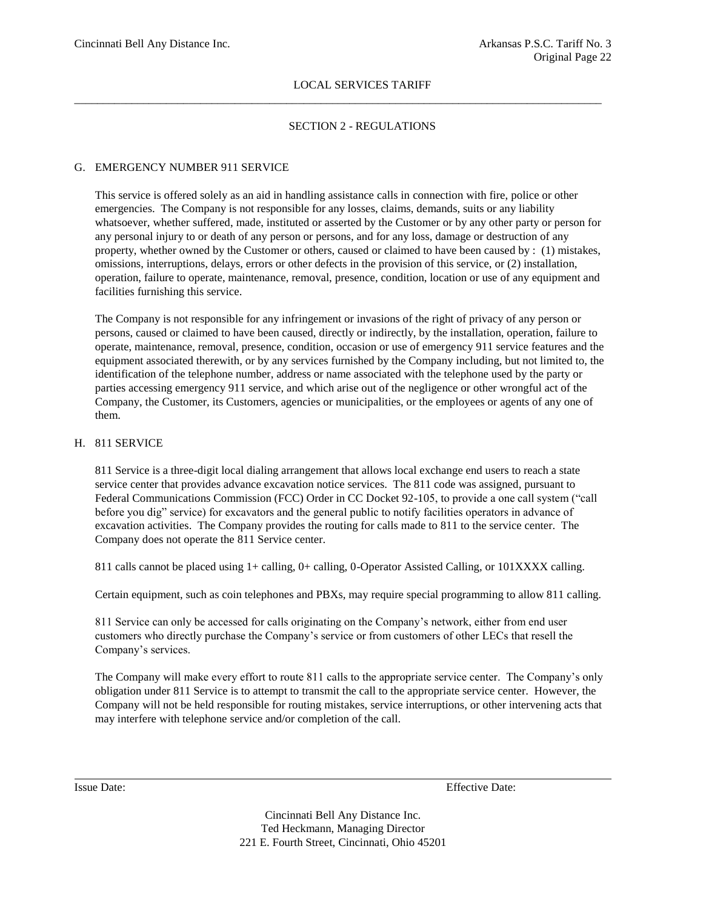## SECTION 2 - REGULATIONS

### G. EMERGENCY NUMBER 911 SERVICE

This service is offered solely as an aid in handling assistance calls in connection with fire, police or other emergencies. The Company is not responsible for any losses, claims, demands, suits or any liability whatsoever, whether suffered, made, instituted or asserted by the Customer or by any other party or person for any personal injury to or death of any person or persons, and for any loss, damage or destruction of any property, whether owned by the Customer or others, caused or claimed to have been caused by : (1) mistakes, omissions, interruptions, delays, errors or other defects in the provision of this service, or (2) installation, operation, failure to operate, maintenance, removal, presence, condition, location or use of any equipment and facilities furnishing this service.

The Company is not responsible for any infringement or invasions of the right of privacy of any person or persons, caused or claimed to have been caused, directly or indirectly, by the installation, operation, failure to operate, maintenance, removal, presence, condition, occasion or use of emergency 911 service features and the equipment associated therewith, or by any services furnished by the Company including, but not limited to, the identification of the telephone number, address or name associated with the telephone used by the party or parties accessing emergency 911 service, and which arise out of the negligence or other wrongful act of the Company, the Customer, its Customers, agencies or municipalities, or the employees or agents of any one of them.

### H. 811 SERVICE

811 Service is a three-digit local dialing arrangement that allows local exchange end users to reach a state service center that provides advance excavation notice services. The 811 code was assigned, pursuant to Federal Communications Commission (FCC) Order in CC Docket 92-105, to provide a one call system ("call before you dig" service) for excavators and the general public to notify facilities operators in advance of excavation activities. The Company provides the routing for calls made to 811 to the service center. The Company does not operate the 811 Service center.

811 calls cannot be placed using 1+ calling, 0+ calling, 0-Operator Assisted Calling, or 101XXXX calling.

Certain equipment, such as coin telephones and PBXs, may require special programming to allow 811 calling.

811 Service can only be accessed for calls originating on the Company's network, either from end user customers who directly purchase the Company's service or from customers of other LECs that resell the Company's services.

The Company will make every effort to route 811 calls to the appropriate service center. The Company's only obligation under 811 Service is to attempt to transmit the call to the appropriate service center. However, the Company will not be held responsible for routing mistakes, service interruptions, or other intervening acts that may interfere with telephone service and/or completion of the call.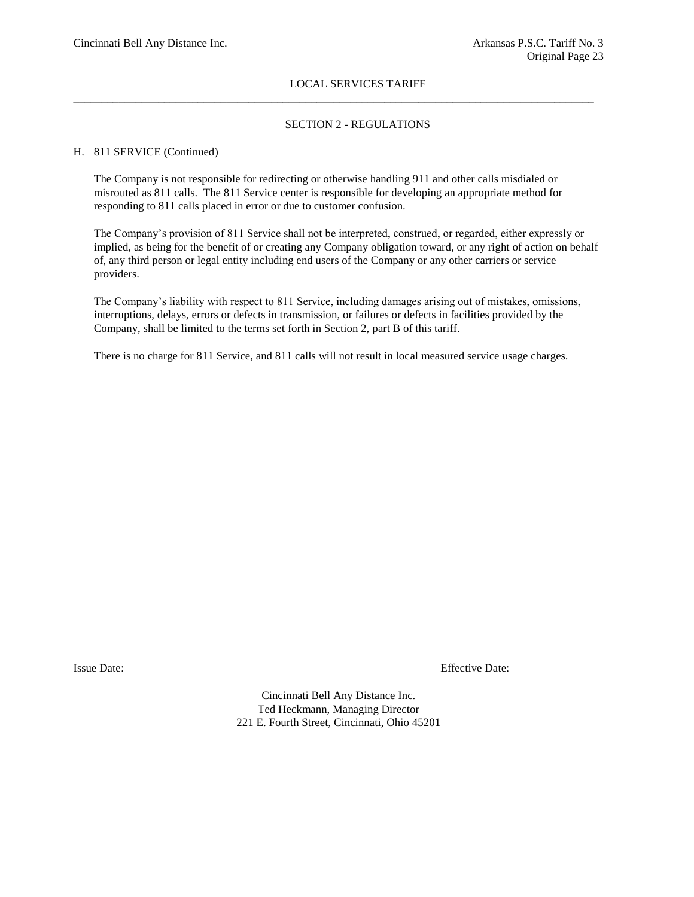LOCAL SERVICES TARIFF

## SECTION 2 - REGULATIONS

### H. 811 SERVICE (Continued)

The Company is not responsible for redirecting or otherwise handling 911 and other calls misdialed or misrouted as 811 calls. The 811 Service center is responsible for developing an appropriate method for responding to 811 calls placed in error or due to customer confusion.

The Company's provision of 811 Service shall not be interpreted, construed, or regarded, either expressly or implied, as being for the benefit of or creating any Company obligation toward, or any right of action on behalf of, any third person or legal entity including end users of the Company or any other carriers or service providers.

The Company's liability with respect to 811 Service, including damages arising out of mistakes, omissions, interruptions, delays, errors or defects in transmission, or failures or defects in facilities provided by the Company, shall be limited to the terms set forth in Section 2, part B of this tariff.

There is no charge for 811 Service, and 811 calls will not result in local measured service usage charges.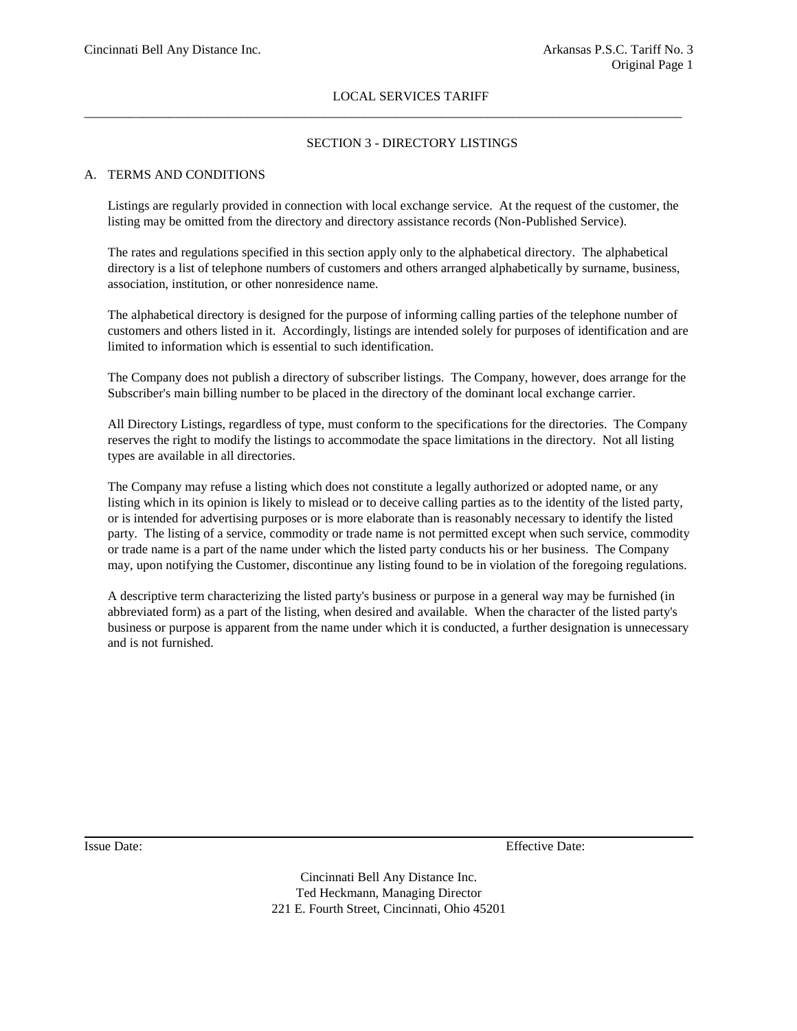## SECTION 3 - DIRECTORY LISTINGS

### A. TERMS AND CONDITIONS

Listings are regularly provided in connection with local exchange service. At the request of the customer, the listing may be omitted from the directory and directory assistance records (Non-Published Service).

The rates and regulations specified in this section apply only to the alphabetical directory. The alphabetical directory is a list of telephone numbers of customers and others arranged alphabetically by surname, business, association, institution, or other nonresidence name.

The alphabetical directory is designed for the purpose of informing calling parties of the telephone number of customers and others listed in it. Accordingly, listings are intended solely for purposes of identification and are limited to information which is essential to such identification.

The Company does not publish a directory of subscriber listings. The Company, however, does arrange for the Subscriber's main billing number to be placed in the directory of the dominant local exchange carrier.

All Directory Listings, regardless of type, must conform to the specifications for the directories. The Company reserves the right to modify the listings to accommodate the space limitations in the directory. Not all listing types are available in all directories.

The Company may refuse a listing which does not constitute a legally authorized or adopted name, or any listing which in its opinion is likely to mislead or to deceive calling parties as to the identity of the listed party, or is intended for advertising purposes or is more elaborate than is reasonably necessary to identify the listed party. The listing of a service, commodity or trade name is not permitted except when such service, commodity or trade name is a part of the name under which the listed party conducts his or her business. The Company may, upon notifying the Customer, discontinue any listing found to be in violation of the foregoing regulations.

A descriptive term characterizing the listed party's business or purpose in a general way may be furnished (in abbreviated form) as a part of the listing, when desired and available. When the character of the listed party's business or purpose is apparent from the name under which it is conducted, a further designation is unnecessary and is not furnished.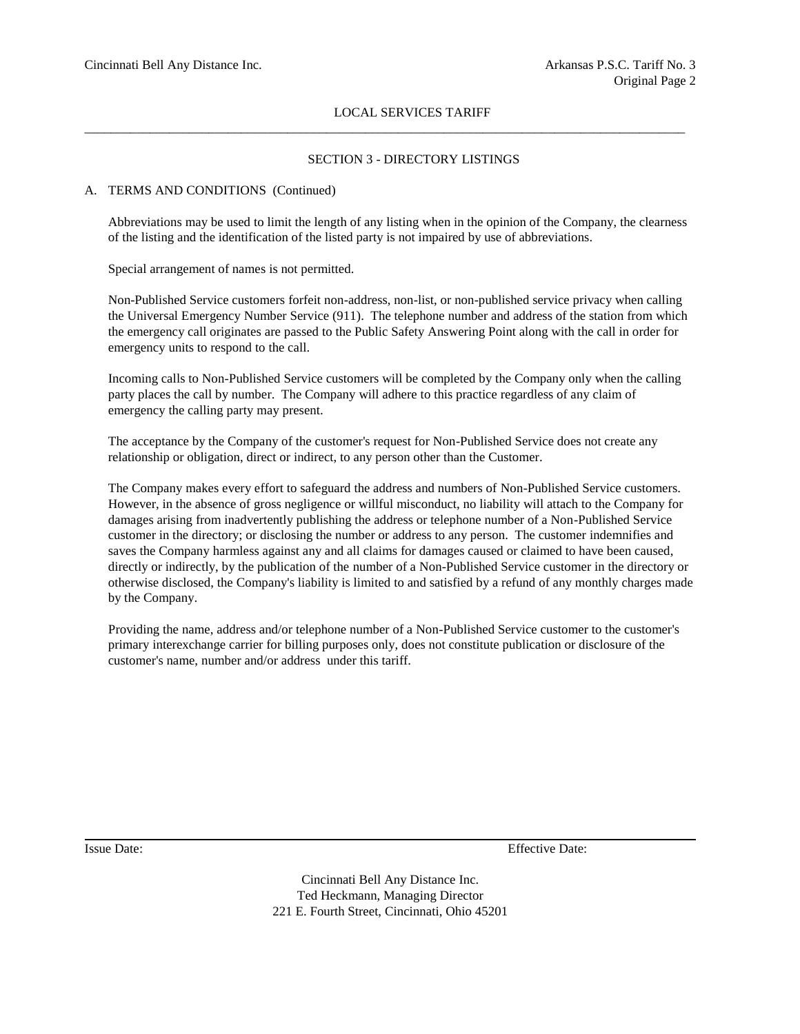## SECTION 3 - DIRECTORY LISTINGS

A. TERMS AND CONDITIONS (Continued)

Abbreviations may be used to limit the length of any listing when in the opinion of the Company, the clearness of the listing and the identification of the listed party is not impaired by use of abbreviations.

Special arrangement of names is not permitted.

Non-Published Service customers forfeit non-address, non-list, or non-published service privacy when calling the Universal Emergency Number Service (911). The telephone number and address of the station from which the emergency call originates are passed to the Public Safety Answering Point along with the call in order for emergency units to respond to the call.

Incoming calls to Non-Published Service customers will be completed by the Company only when the calling party places the call by number. The Company will adhere to this practice regardless of any claim of emergency the calling party may present.

The acceptance by the Company of the customer's request for Non-Published Service does not create any relationship or obligation, direct or indirect, to any person other than the Customer.

The Company makes every effort to safeguard the address and numbers of Non-Published Service customers. However, in the absence of gross negligence or willful misconduct, no liability will attach to the Company for damages arising from inadvertently publishing the address or telephone number of a Non-Published Service customer in the directory; or disclosing the number or address to any person. The customer indemnifies and saves the Company harmless against any and all claims for damages caused or claimed to have been caused, directly or indirectly, by the publication of the number of a Non-Published Service customer in the directory or otherwise disclosed, the Company's liability is limited to and satisfied by a refund of any monthly charges made by the Company.

Providing the name, address and/or telephone number of a Non-Published Service customer to the customer's primary interexchange carrier for billing purposes only, does not constitute publication or disclosure of the customer's name, number and/or address under this tariff.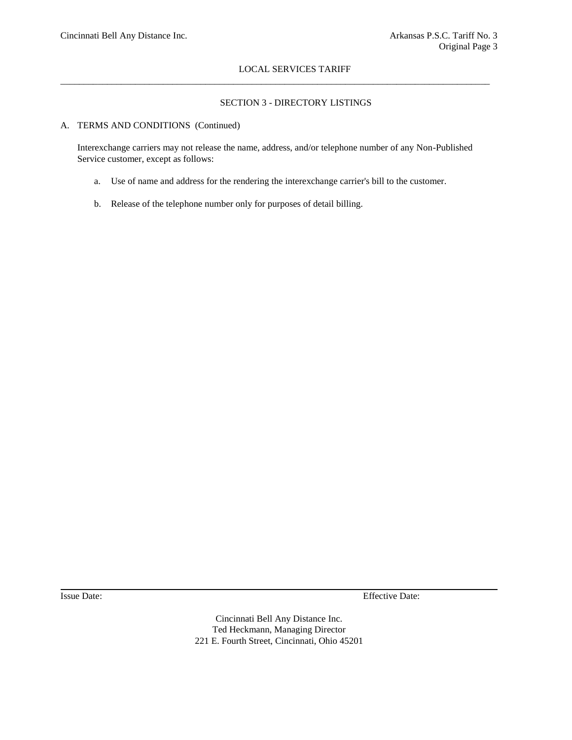## SECTION 3 - DIRECTORY LISTINGS

A. TERMS AND CONDITIONS (Continued)

Interexchange carriers may not release the name, address, and/or telephone number of any Non-Published Service customer, except as follows:

a. Use of name and address for the rendering the interexchange carrier's bill to the customer.

b. Release of the telephone number only for purposes of detail billing.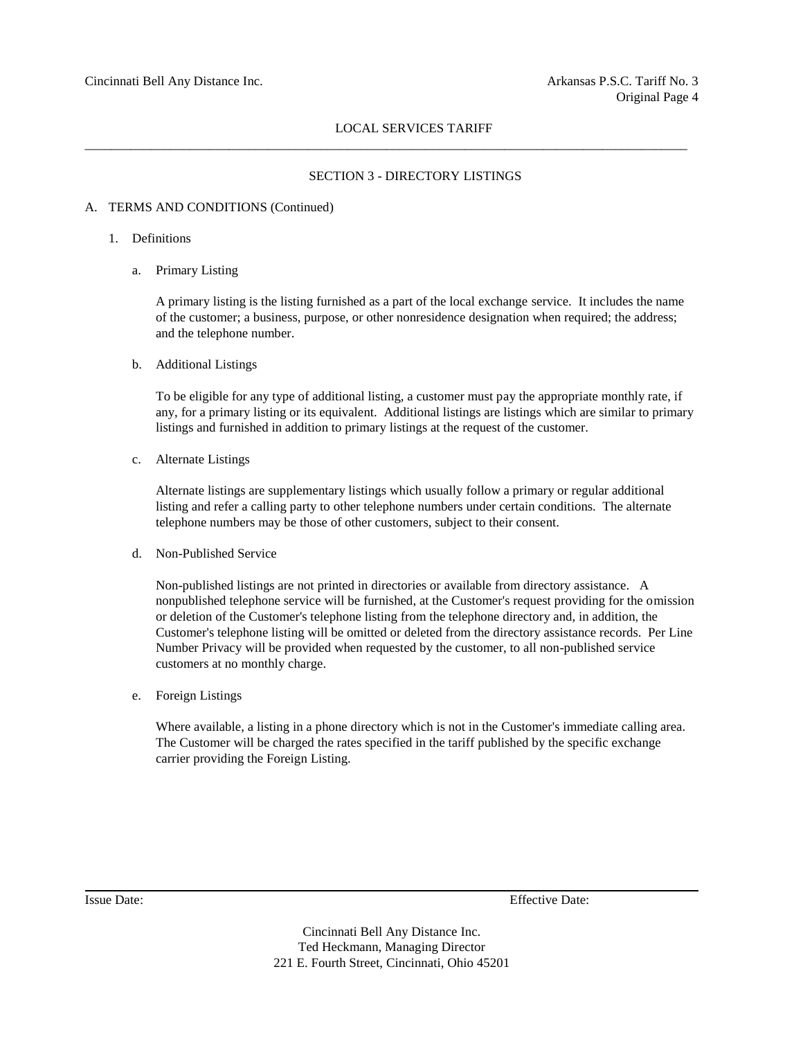LOCAL SERVICES TARIFF

## SECTION 3 - DIRECTORY LISTINGS

A. TERMS AND CONDITIONS (Continued)

1. Definitions

   a. Primary Listing

      A primary listing is the listing furnished as a part of the local exchange service. It includes the name of the customer; a business, purpose, or other nonresidence designation when required; the address; and the telephone number.

   b. Additional Listings

      To be eligible for any type of additional listing, a customer must pay the appropriate monthly rate, if any, for a primary listing or its equivalent. Additional listings are listings which are similar to primary listings and furnished in addition to primary listings at the request of the customer.

   c. Alternate Listings

      Alternate listings are supplementary listings which usually follow a primary or regular additional listing and refer a calling party to other telephone numbers under certain conditions. The alternate telephone numbers may be those of other customers, subject to their consent.

   d. Non-Published Service

      Non-published listings are not printed in directories or available from directory assistance. A nonpublished telephone service will be furnished, at the Customer's request providing for the omission or deletion of the Customer's telephone listing from the telephone directory and, in addition, the Customer's telephone listing will be omitted or deleted from the directory assistance records. Per Line Number Privacy will be provided when requested by the customer, to all non-published service customers at no monthly charge.

   e. Foreign Listings

      Where available, a listing in a phone directory which is not in the Customer's immediate calling area. The Customer will be charged the rates specified in the tariff published by the specific exchange carrier providing the Foreign Listing.

Issue Date: Effective Date:

Cincinnati Bell Any Distance Inc.
Ted Heckmann, Managing Director
221 E. Fourth Street, Cincinnati, Ohio 45201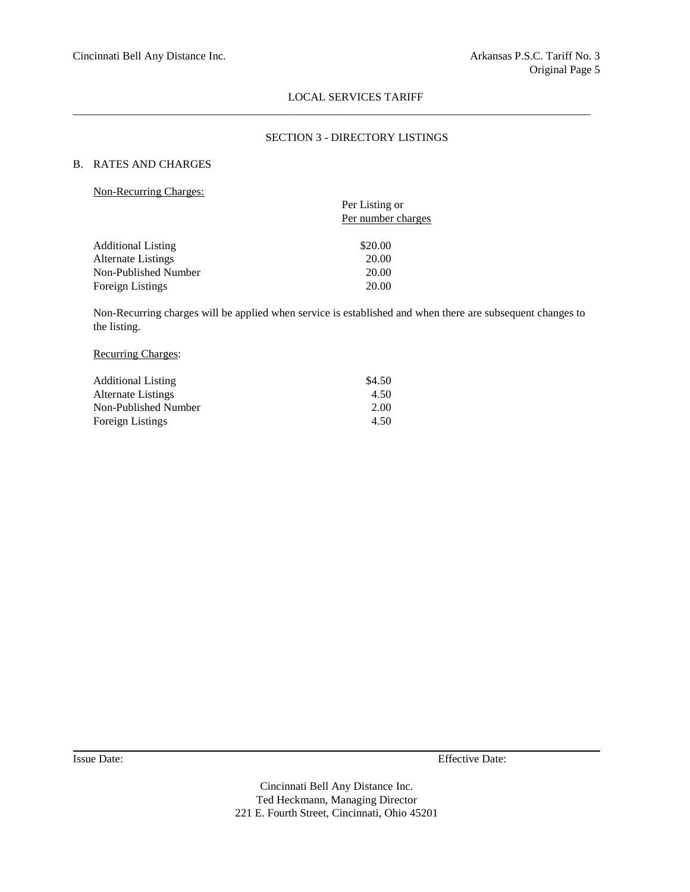## SECTION 3 - DIRECTORY LISTINGS

### B. RATES AND CHARGES

Non-Recurring Charges:

| | Per Listing or Per number charges |
|---|---|
| Additional Listing | $20.00 |
| Alternate Listings | 20.00 |
| Non-Published Number | 20.00 |
| Foreign Listings | 20.00 |

Non-Recurring charges will be applied when service is established and when there are subsequent changes to the listing.

Recurring Charges:

| | |
|---|---|
| Additional Listing | $4.50 |
| Alternate Listings | 4.50 |
| Non-Published Number | 2.00 |
| Foreign Listings | 4.50 |

Issue Date:

Effective Date:

Cincinnati Bell Any Distance Inc.
Ted Heckmann, Managing Director
221 E. Fourth Street, Cincinnati, Ohio 45201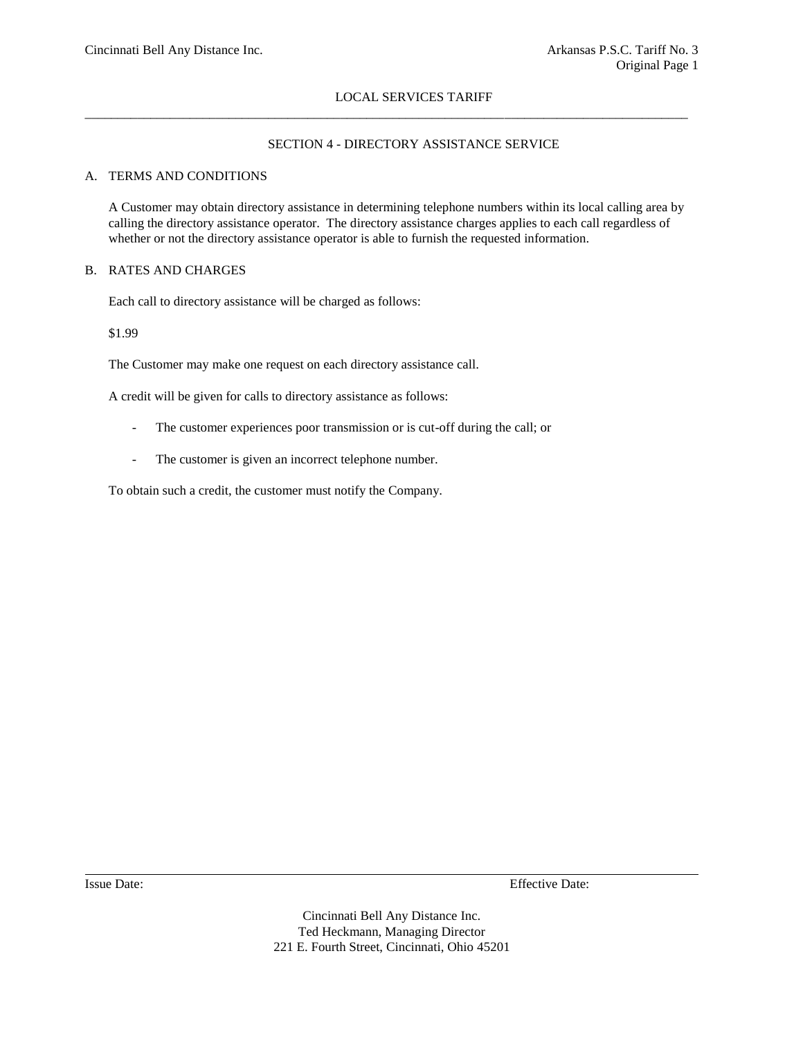## SECTION 4 - DIRECTORY ASSISTANCE SERVICE

### A. TERMS AND CONDITIONS

A Customer may obtain directory assistance in determining telephone numbers within its local calling area by calling the directory assistance operator. The directory assistance charges applies to each call regardless of whether or not the directory assistance operator is able to furnish the requested information.

### B. RATES AND CHARGES

Each call to directory assistance will be charged as follows:

$1.99

The Customer may make one request on each directory assistance call.

A credit will be given for calls to directory assistance as follows:

- The customer experiences poor transmission or is cut-off during the call; or
- The customer is given an incorrect telephone number.

To obtain such a credit, the customer must notify the Company.

Issue Date: Effective Date:

Cincinnati Bell Any Distance Inc.
Ted Heckmann, Managing Director
221 E. Fourth Street, Cincinnati, Ohio 45201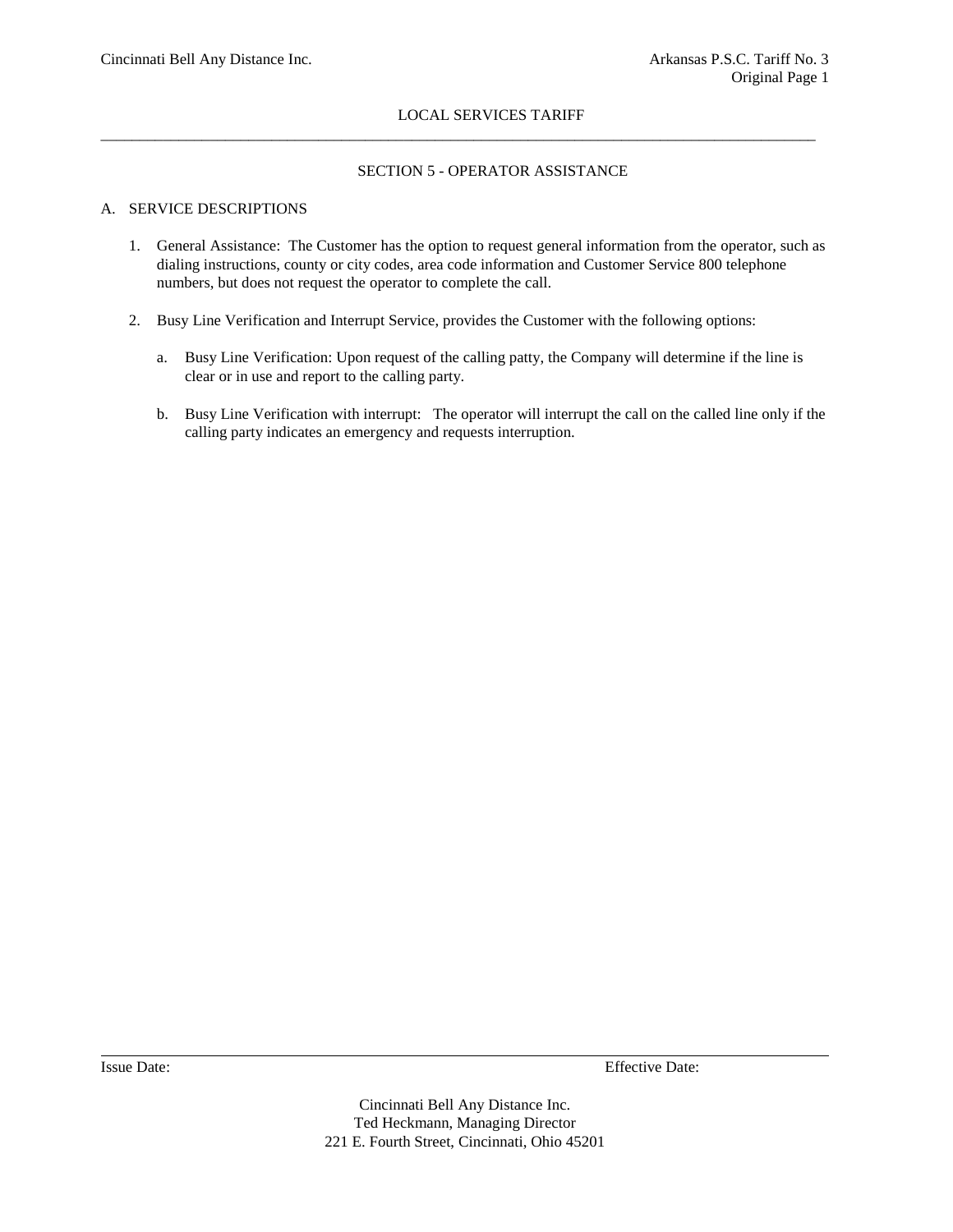## SECTION 5 - OPERATOR ASSISTANCE

### A. SERVICE DESCRIPTIONS

1. General Assistance: The Customer has the option to request general information from the operator, such as dialing instructions, county or city codes, area code information and Customer Service 800 telephone numbers, but does not request the operator to complete the call.

2. Busy Line Verification and Interrupt Service, provides the Customer with the following options:

   a. Busy Line Verification: Upon request of the calling patty, the Company will determine if the line is clear or in use and report to the calling party.

   b. Busy Line Verification with interrupt: The operator will interrupt the call on the called line only if the calling party indicates an emergency and requests interruption.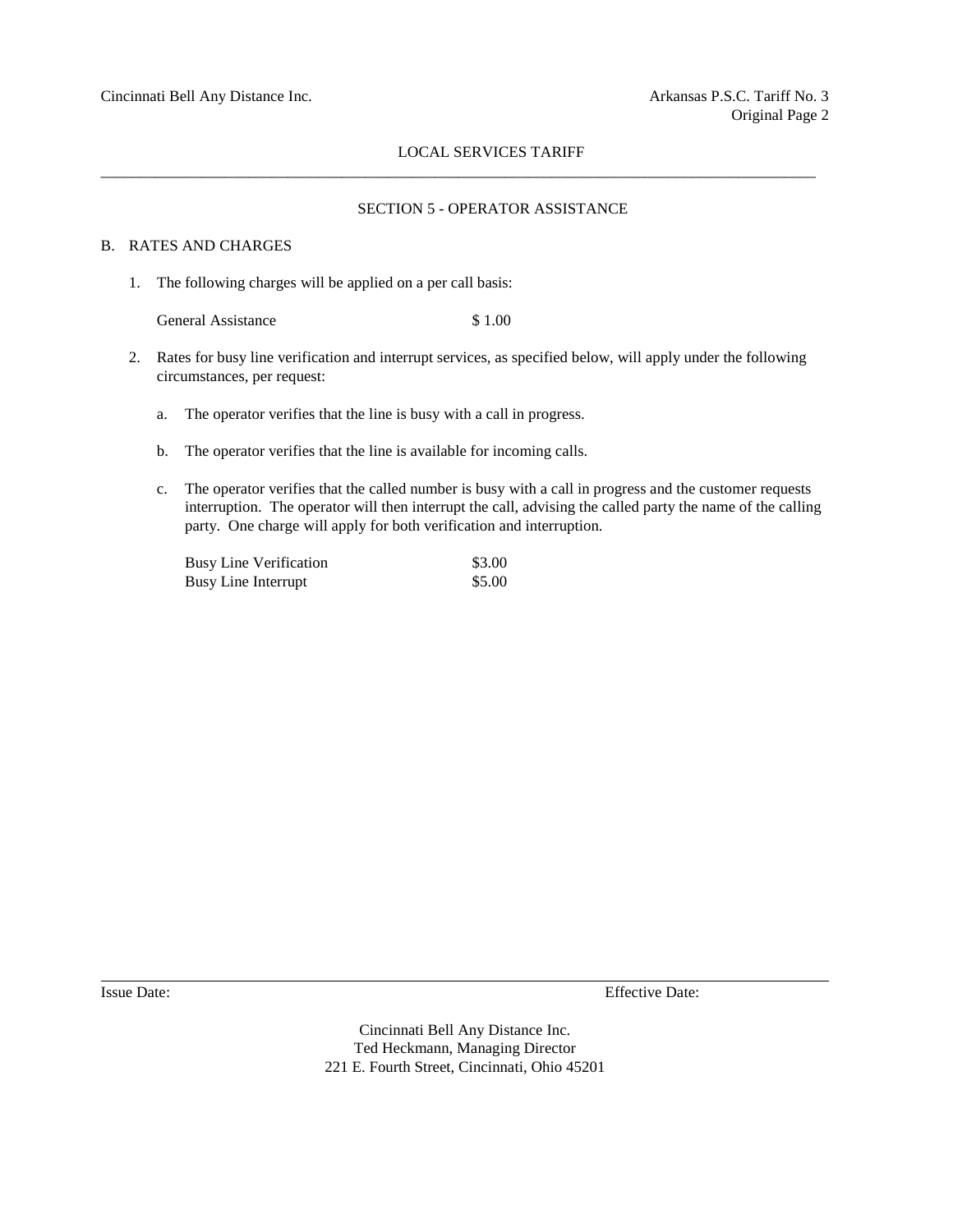## SECTION 5 - OPERATOR ASSISTANCE

### B. RATES AND CHARGES

1. The following charges will be applied on a per call basis:

   | | |
   |---|---|
   | General Assistance | $ 1.00 |

2. Rates for busy line verification and interrupt services, as specified below, will apply under the following circumstances, per request:

   a. The operator verifies that the line is busy with a call in progress.

   b. The operator verifies that the line is available for incoming calls.

   c. The operator verifies that the called number is busy with a call in progress and the customer requests interruption. The operator will then interrupt the call, advising the called party the name of the calling party. One charge will apply for both verification and interruption.

   | | |
   |---|---|
   | Busy Line Verification | $3.00 |
   | Busy Line Interrupt | $5.00 |

Issue Date: Effective Date:

Cincinnati Bell Any Distance Inc.
Ted Heckmann, Managing Director
221 E. Fourth Street, Cincinnati, Ohio 45201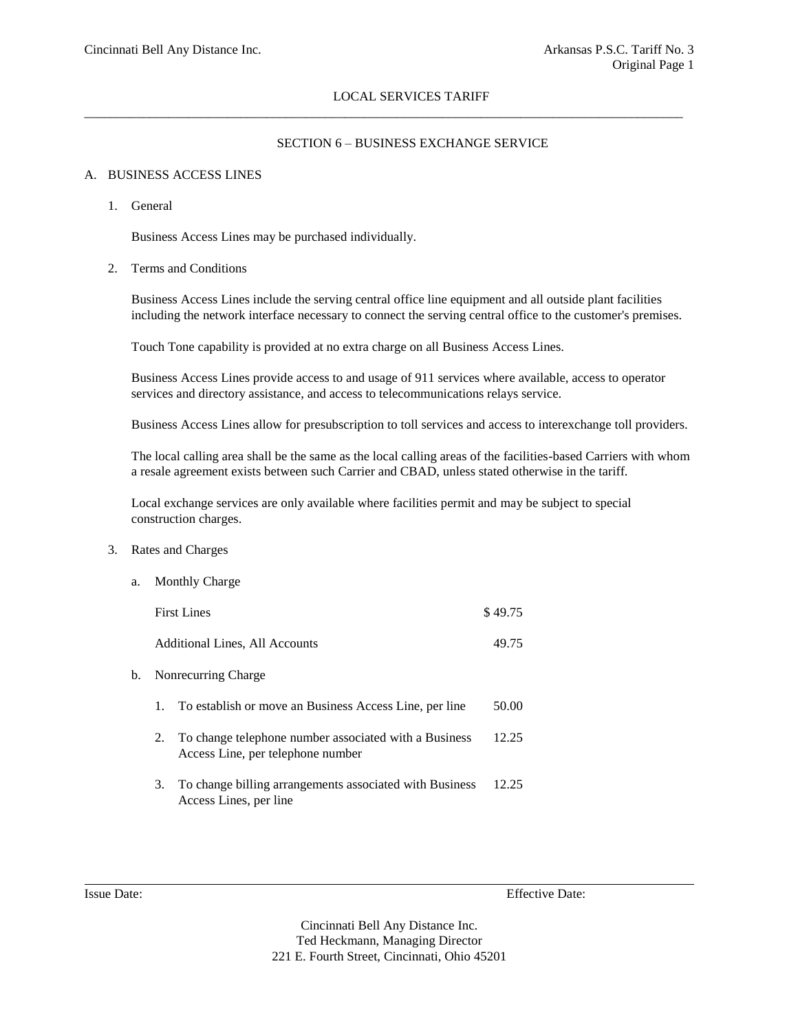LOCAL SERVICES TARIFF

## SECTION 6 – BUSINESS EXCHANGE SERVICE

### A. BUSINESS ACCESS LINES

1. General

   Business Access Lines may be purchased individually.

2. Terms and Conditions

   Business Access Lines include the serving central office line equipment and all outside plant facilities including the network interface necessary to connect the serving central office to the customer's premises.

   Touch Tone capability is provided at no extra charge on all Business Access Lines.

   Business Access Lines provide access to and usage of 911 services where available, access to operator services and directory assistance, and access to telecommunications relays service.

   Business Access Lines allow for presubscription to toll services and access to interexchange toll providers.

   The local calling area shall be the same as the local calling areas of the facilities-based Carriers with whom a resale agreement exists between such Carrier and CBAD, unless stated otherwise in the tariff.

   Local exchange services are only available where facilities permit and may be subject to special construction charges.

3. Rates and Charges

   a. Monthly Charge

| | |
|---|---|
| First Lines | $ 49.75 |
| Additional Lines, All Accounts | 49.75 |

   b. Nonrecurring Charge

| | |
|---|---|
| 1. To establish or move an Business Access Line, per line | 50.00 |
| 2. To change telephone number associated with a Business Access Line, per telephone number | 12.25 |
| 3. To change billing arrangements associated with Business Access Lines, per line | 12.25 |

Issue Date: Effective Date:

Cincinnati Bell Any Distance Inc.
Ted Heckmann, Managing Director
221 E. Fourth Street, Cincinnati, Ohio 45201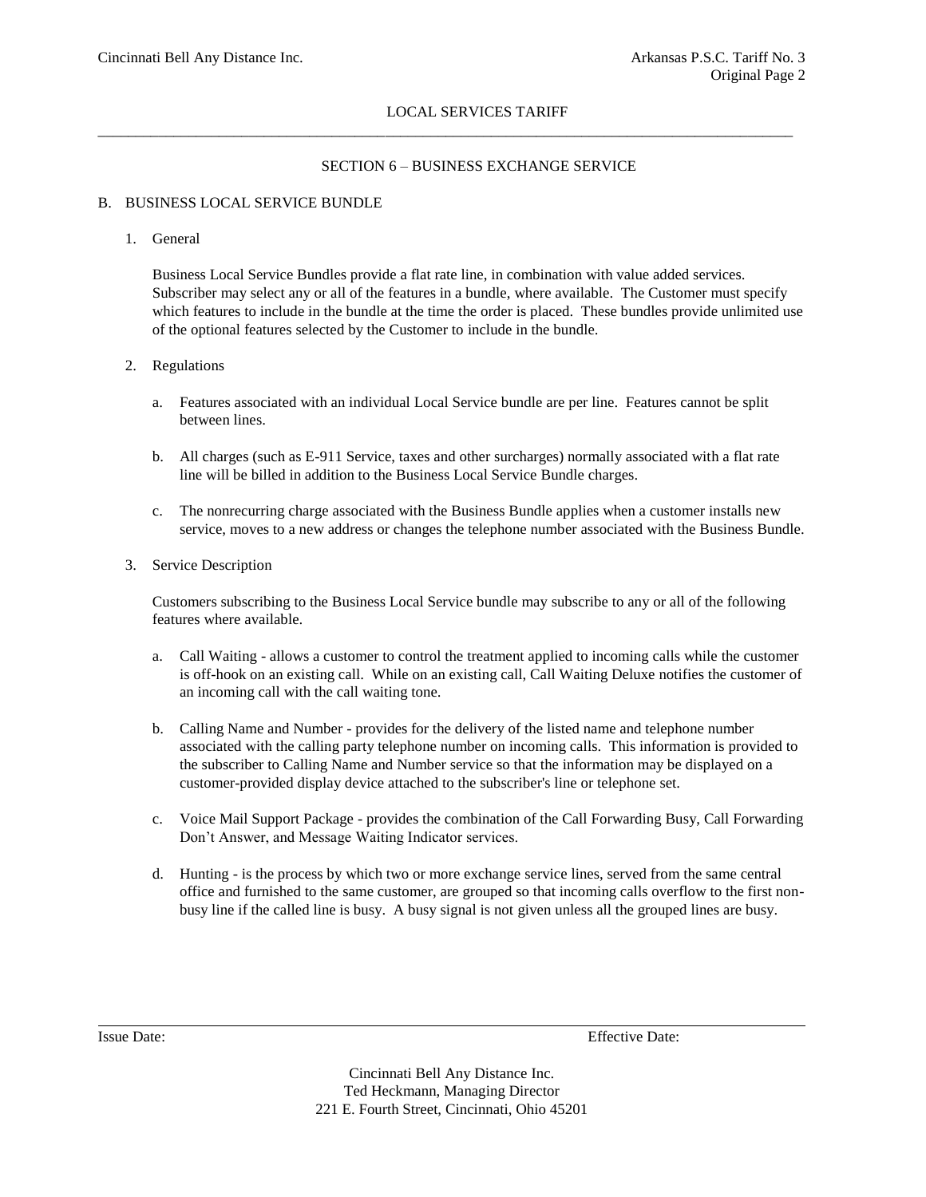# LOCAL SERVICES TARIFF

## SECTION 6 – BUSINESS EXCHANGE SERVICE

B. BUSINESS LOCAL SERVICE BUNDLE

1. General

   Business Local Service Bundles provide a flat rate line, in combination with value added services. Subscriber may select any or all of the features in a bundle, where available. The Customer must specify which features to include in the bundle at the time the order is placed. These bundles provide unlimited use of the optional features selected by the Customer to include in the bundle.

2. Regulations

   a. Features associated with an individual Local Service bundle are per line. Features cannot be split between lines.

   b. All charges (such as E-911 Service, taxes and other surcharges) normally associated with a flat rate line will be billed in addition to the Business Local Service Bundle charges.

   c. The nonrecurring charge associated with the Business Bundle applies when a customer installs new service, moves to a new address or changes the telephone number associated with the Business Bundle.

3. Service Description

   Customers subscribing to the Business Local Service bundle may subscribe to any or all of the following features where available.

   a. Call Waiting - allows a customer to control the treatment applied to incoming calls while the customer is off-hook on an existing call. While on an existing call, Call Waiting Deluxe notifies the customer of an incoming call with the call waiting tone.

   b. Calling Name and Number - provides for the delivery of the listed name and telephone number associated with the calling party telephone number on incoming calls. This information is provided to the subscriber to Calling Name and Number service so that the information may be displayed on a customer-provided display device attached to the subscriber's line or telephone set.

   c. Voice Mail Support Package - provides the combination of the Call Forwarding Busy, Call Forwarding Don't Answer, and Message Waiting Indicator services.

   d. Hunting - is the process by which two or more exchange service lines, served from the same central office and furnished to the same customer, are grouped so that incoming calls overflow to the first non-busy line if the called line is busy. A busy signal is not given unless all the grouped lines are busy.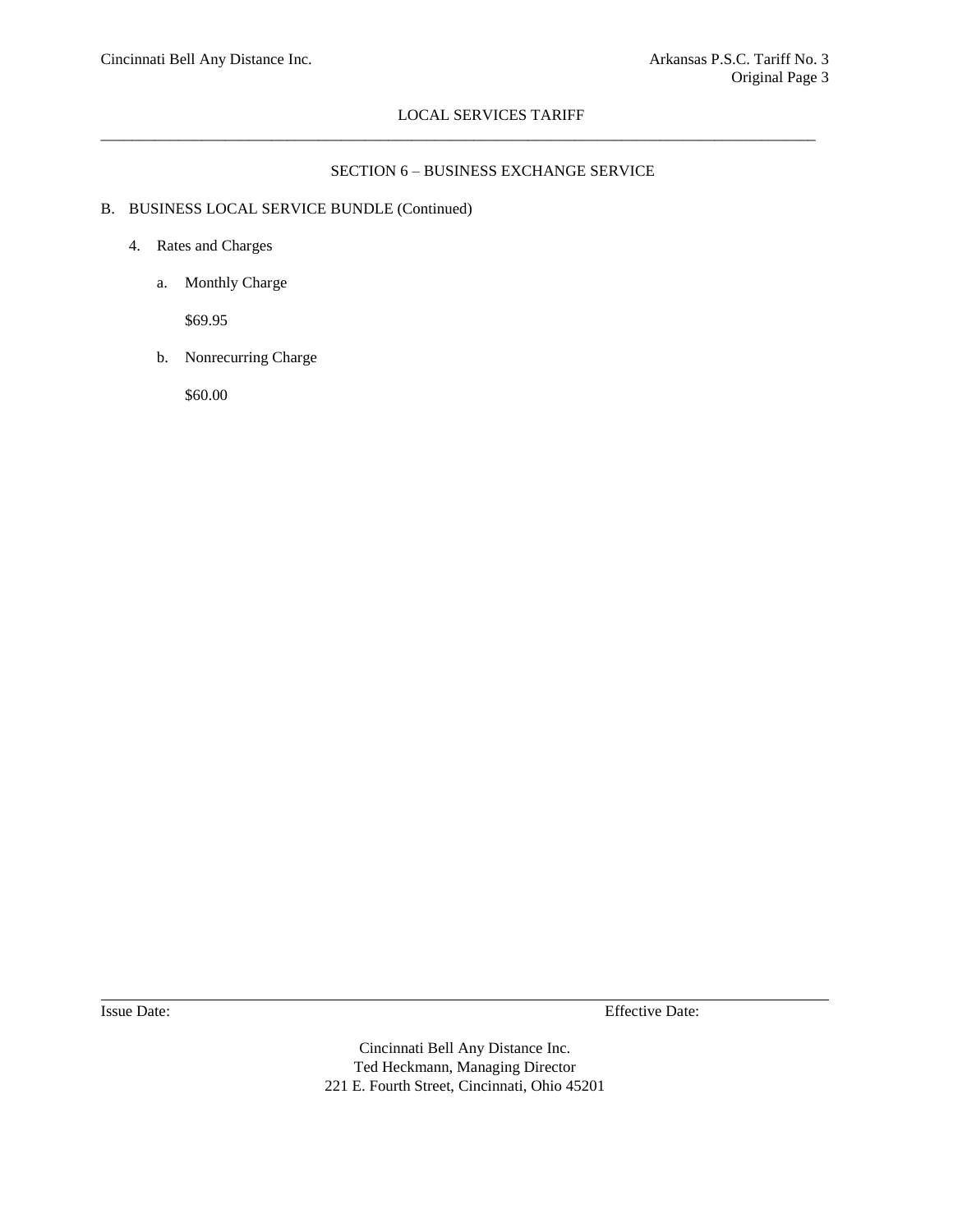SECTION 6 – BUSINESS EXCHANGE SERVICE

B. BUSINESS LOCAL SERVICE BUNDLE (Continued)

4. Rates and Charges

   a. Monthly Charge

      $69.95

   b. Nonrecurring Charge

      $60.00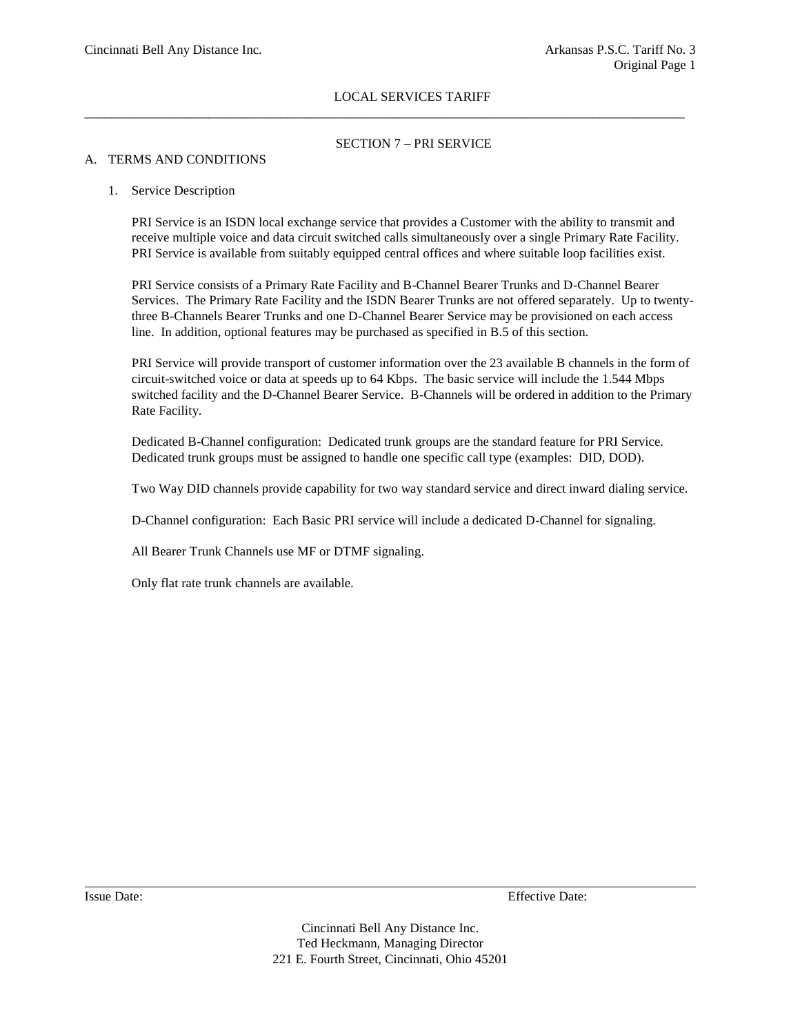## SECTION 7 – PRI SERVICE

### A. TERMS AND CONDITIONS

1. Service Description

   PRI Service is an ISDN local exchange service that provides a Customer with the ability to transmit and receive multiple voice and data circuit switched calls simultaneously over a single Primary Rate Facility. PRI Service is available from suitably equipped central offices and where suitable loop facilities exist.

   PRI Service consists of a Primary Rate Facility and B-Channel Bearer Trunks and D-Channel Bearer Services. The Primary Rate Facility and the ISDN Bearer Trunks are not offered separately. Up to twenty-three B-Channels Bearer Trunks and one D-Channel Bearer Service may be provisioned on each access line. In addition, optional features may be purchased as specified in B.5 of this section.

   PRI Service will provide transport of customer information over the 23 available B channels in the form of circuit-switched voice or data at speeds up to 64 Kbps. The basic service will include the 1.544 Mbps switched facility and the D-Channel Bearer Service. B-Channels will be ordered in addition to the Primary Rate Facility.

   Dedicated B-Channel configuration: Dedicated trunk groups are the standard feature for PRI Service. Dedicated trunk groups must be assigned to handle one specific call type (examples: DID, DOD).

   Two Way DID channels provide capability for two way standard service and direct inward dialing service.

   D-Channel configuration: Each Basic PRI service will include a dedicated D-Channel for signaling.

   All Bearer Trunk Channels use MF or DTMF signaling.

   Only flat rate trunk channels are available.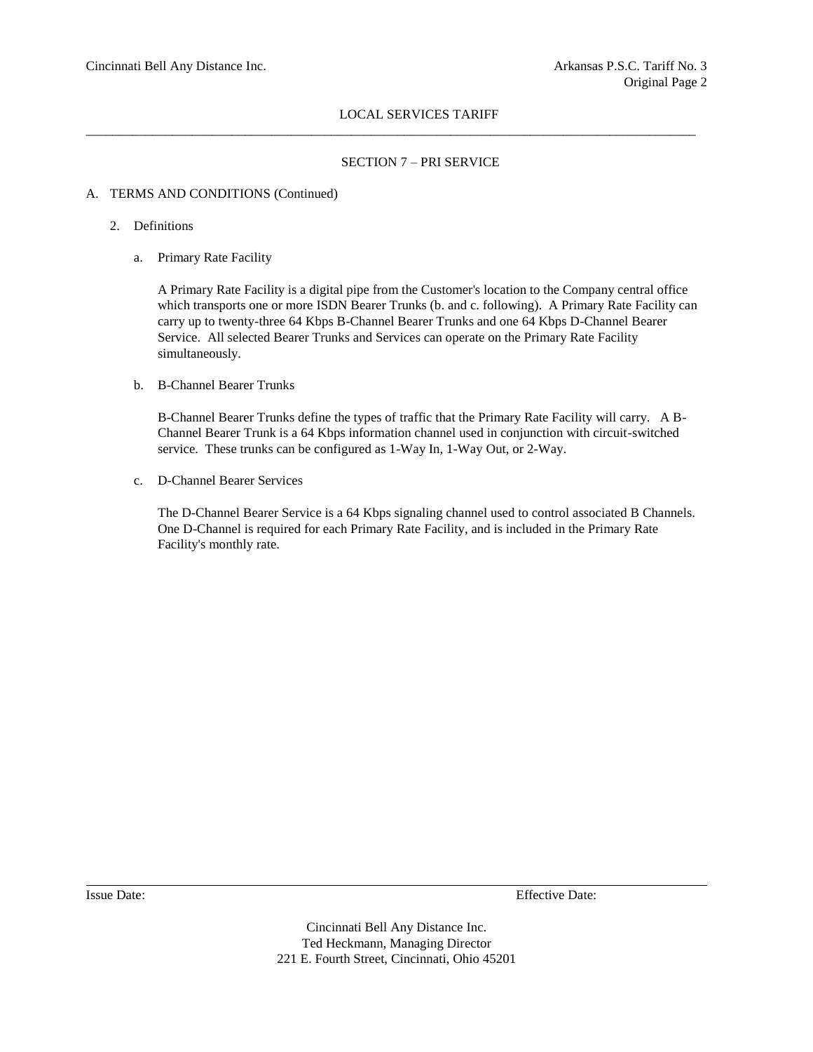## LOCAL SERVICES TARIFF

### SECTION 7 – PRI SERVICE

A. TERMS AND CONDITIONS (Continued)

2. Definitions

   a. Primary Rate Facility

      A Primary Rate Facility is a digital pipe from the Customer's location to the Company central office which transports one or more ISDN Bearer Trunks (b. and c. following). A Primary Rate Facility can carry up to twenty-three 64 Kbps B-Channel Bearer Trunks and one 64 Kbps D-Channel Bearer Service. All selected Bearer Trunks and Services can operate on the Primary Rate Facility simultaneously.

   b. B-Channel Bearer Trunks

      B-Channel Bearer Trunks define the types of traffic that the Primary Rate Facility will carry. A B-Channel Bearer Trunk is a 64 Kbps information channel used in conjunction with circuit-switched service. These trunks can be configured as 1-Way In, 1-Way Out, or 2-Way.

   c. D-Channel Bearer Services

      The D-Channel Bearer Service is a 64 Kbps signaling channel used to control associated B Channels. One D-Channel is required for each Primary Rate Facility, and is included in the Primary Rate Facility's monthly rate.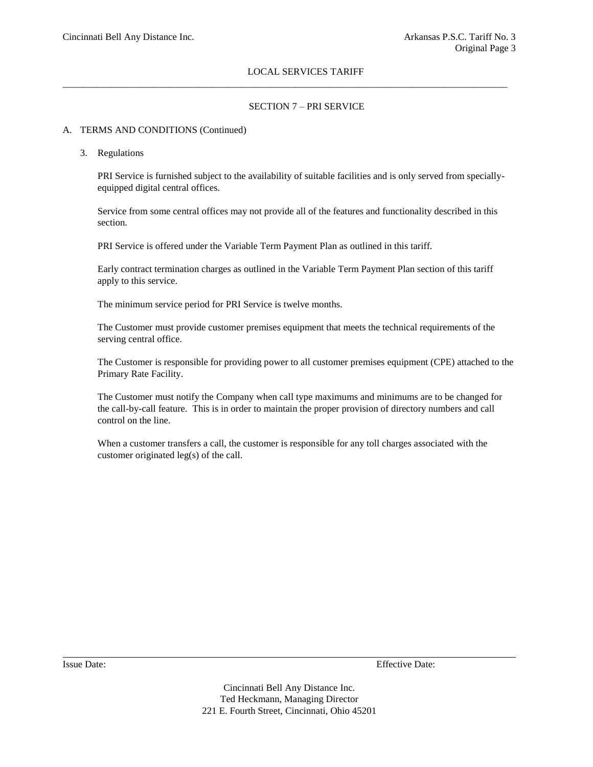## SECTION 7 – PRI SERVICE

A. TERMS AND CONDITIONS (Continued)

3. Regulations

   PRI Service is furnished subject to the availability of suitable facilities and is only served from specially-equipped digital central offices.

   Service from some central offices may not provide all of the features and functionality described in this section.

   PRI Service is offered under the Variable Term Payment Plan as outlined in this tariff.

   Early contract termination charges as outlined in the Variable Term Payment Plan section of this tariff apply to this service.

   The minimum service period for PRI Service is twelve months.

   The Customer must provide customer premises equipment that meets the technical requirements of the serving central office.

   The Customer is responsible for providing power to all customer premises equipment (CPE) attached to the Primary Rate Facility.

   The Customer must notify the Company when call type maximums and minimums are to be changed for the call-by-call feature. This is in order to maintain the proper provision of directory numbers and call control on the line.

   When a customer transfers a call, the customer is responsible for any toll charges associated with the customer originated leg(s) of the call.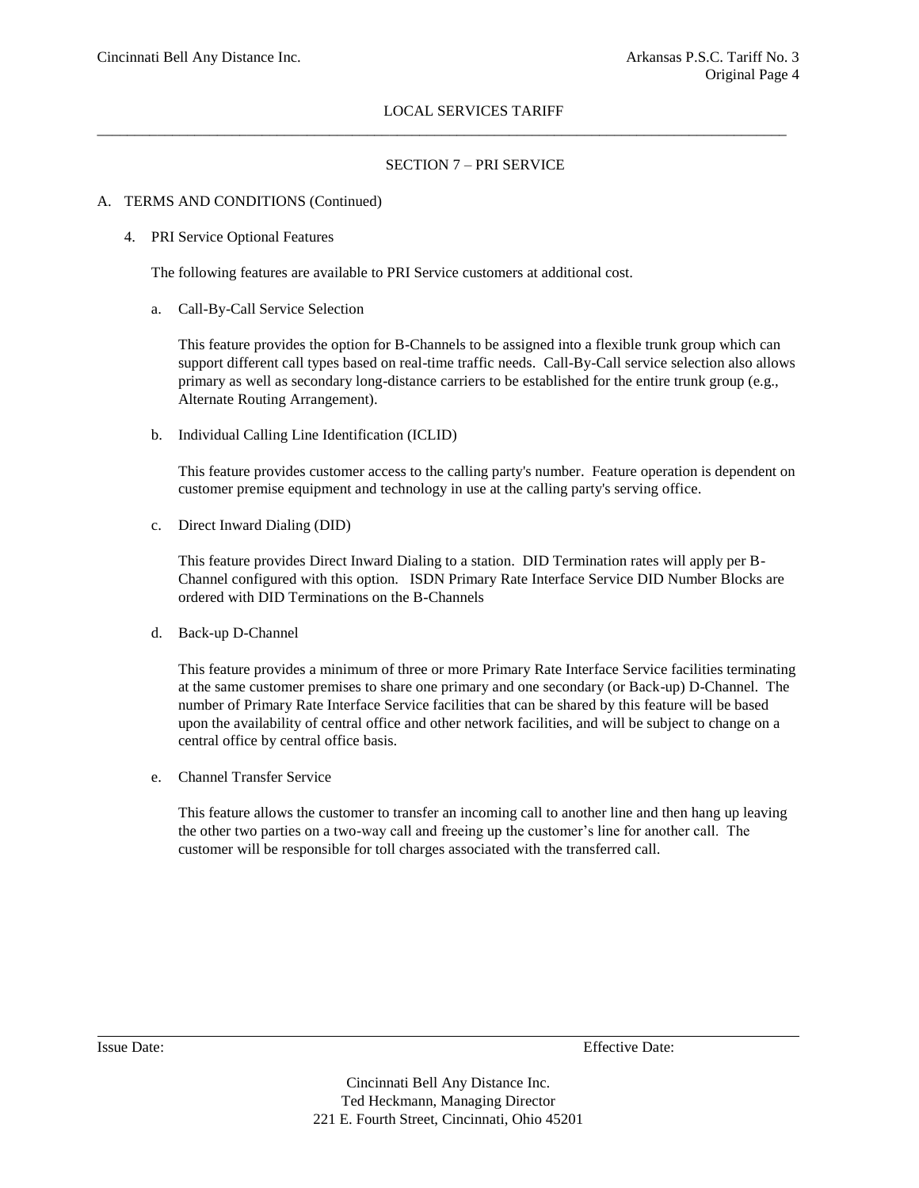LOCAL SERVICES TARIFF

SECTION 7 – PRI SERVICE

A. TERMS AND CONDITIONS (Continued)

4. PRI Service Optional Features

The following features are available to PRI Service customers at additional cost.

a. Call-By-Call Service Selection

This feature provides the option for B-Channels to be assigned into a flexible trunk group which can support different call types based on real-time traffic needs. Call-By-Call service selection also allows primary as well as secondary long-distance carriers to be established for the entire trunk group (e.g., Alternate Routing Arrangement).

b. Individual Calling Line Identification (ICLID)

This feature provides customer access to the calling party's number. Feature operation is dependent on customer premise equipment and technology in use at the calling party's serving office.

c. Direct Inward Dialing (DID)

This feature provides Direct Inward Dialing to a station. DID Termination rates will apply per B-Channel configured with this option. ISDN Primary Rate Interface Service DID Number Blocks are ordered with DID Terminations on the B-Channels

d. Back-up D-Channel

This feature provides a minimum of three or more Primary Rate Interface Service facilities terminating at the same customer premises to share one primary and one secondary (or Back-up) D-Channel. The number of Primary Rate Interface Service facilities that can be shared by this feature will be based upon the availability of central office and other network facilities, and will be subject to change on a central office by central office basis.

e. Channel Transfer Service

This feature allows the customer to transfer an incoming call to another line and then hang up leaving the other two parties on a two-way call and freeing up the customer's line for another call. The customer will be responsible for toll charges associated with the transferred call.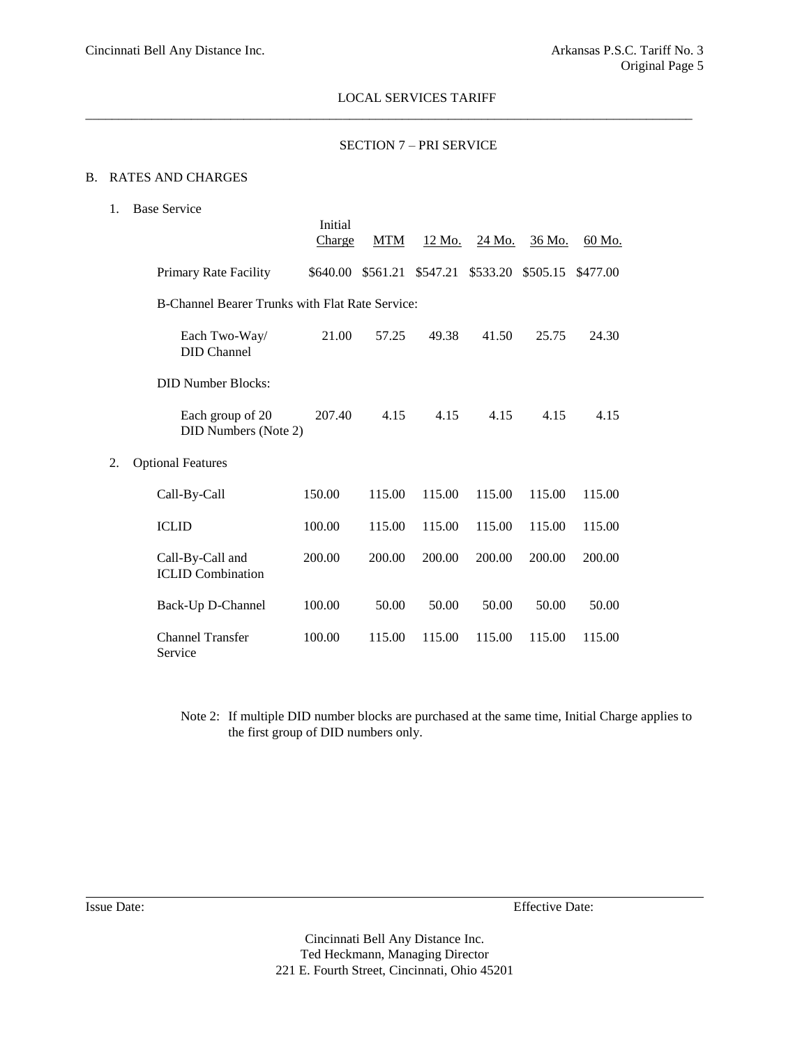LOCAL SERVICES TARIFF

SECTION 7 – PRI SERVICE

B. RATES AND CHARGES

1. Base Service

| | Initial Charge | MTM | 12 Mo. | 24 Mo. | 36 Mo. | 60 Mo. |
|---|---|---|---|---|---|---|
| Primary Rate Facility | $640.00 | $561.21 | $547.21 | $533.20 | $505.15 | $477.00 |
| B-Channel Bearer Trunks with Flat Rate Service: | | | | | | |
| Each Two-Way/ DID Channel | 21.00 | 57.25 | 49.38 | 41.50 | 25.75 | 24.30 |
| DID Number Blocks: | | | | | | |
| Each group of 20 DID Numbers (Note 2) | 207.40 | 4.15 | 4.15 | 4.15 | 4.15 | 4.15 |

2. Optional Features

| | Initial Charge | MTM | 12 Mo. | 24 Mo. | 36 Mo. | 60 Mo. |
|---|---|---|---|---|---|---|
| Call-By-Call | 150.00 | 115.00 | 115.00 | 115.00 | 115.00 | 115.00 |
| ICLID | 100.00 | 115.00 | 115.00 | 115.00 | 115.00 | 115.00 |
| Call-By-Call and ICLID Combination | 200.00 | 200.00 | 200.00 | 200.00 | 200.00 | 200.00 |
| Back-Up D-Channel | 100.00 | 50.00 | 50.00 | 50.00 | 50.00 | 50.00 |
| Channel Transfer Service | 100.00 | 115.00 | 115.00 | 115.00 | 115.00 | 115.00 |

Note 2: If multiple DID number blocks are purchased at the same time, Initial Charge applies to the first group of DID numbers only.

Issue Date: Effective Date:

Cincinnati Bell Any Distance Inc.
Ted Heckmann, Managing Director
221 E. Fourth Street, Cincinnati, Ohio 45201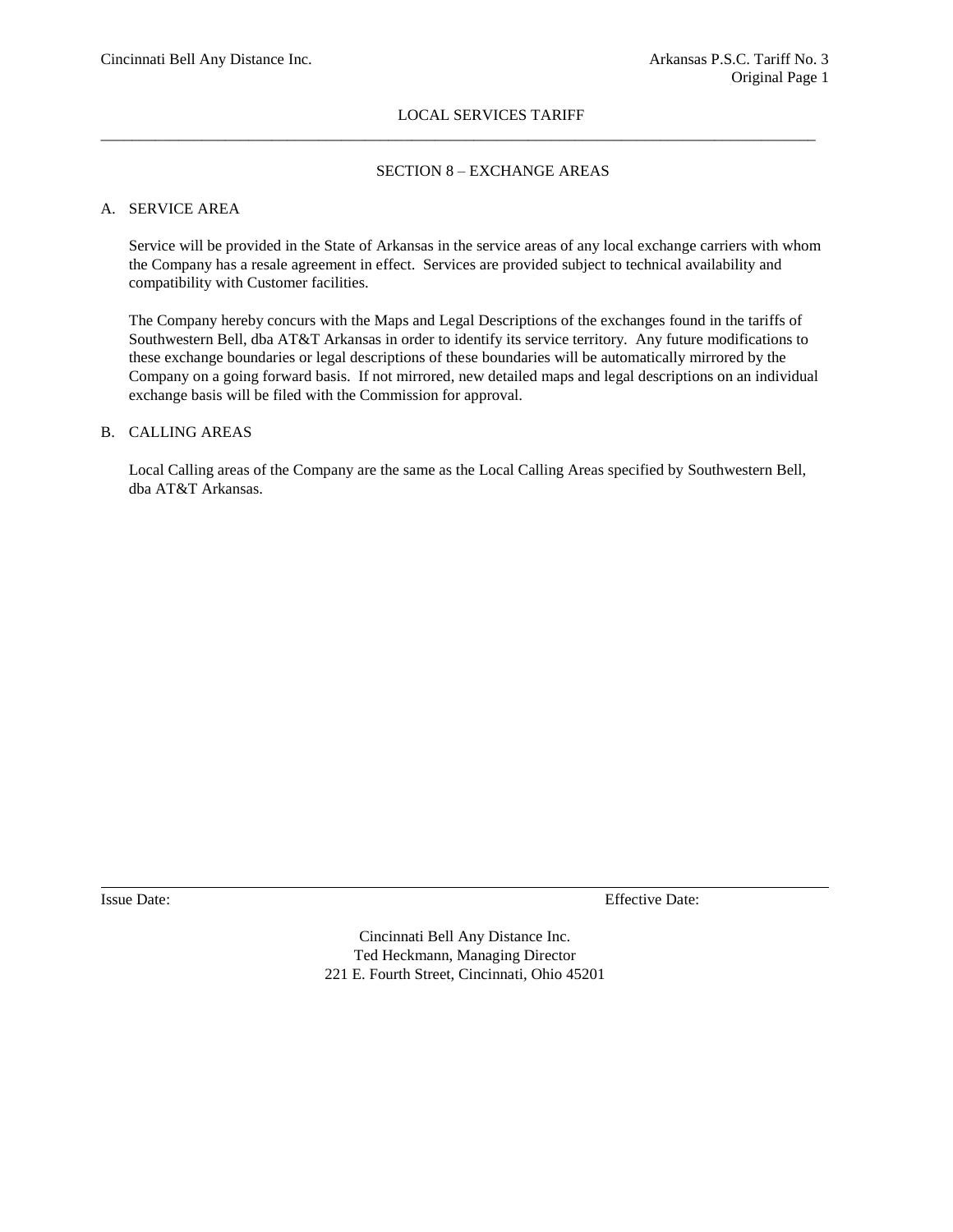## SECTION 8 – EXCHANGE AREAS

### A. SERVICE AREA

Service will be provided in the State of Arkansas in the service areas of any local exchange carriers with whom the Company has a resale agreement in effect. Services are provided subject to technical availability and compatibility with Customer facilities.

The Company hereby concurs with the Maps and Legal Descriptions of the exchanges found in the tariffs of Southwestern Bell, dba AT&T Arkansas in order to identify its service territory. Any future modifications to these exchange boundaries or legal descriptions of these boundaries will be automatically mirrored by the Company on a going forward basis. If not mirrored, new detailed maps and legal descriptions on an individual exchange basis will be filed with the Commission for approval.

### B. CALLING AREAS

Local Calling areas of the Company are the same as the Local Calling Areas specified by Southwestern Bell, dba AT&T Arkansas.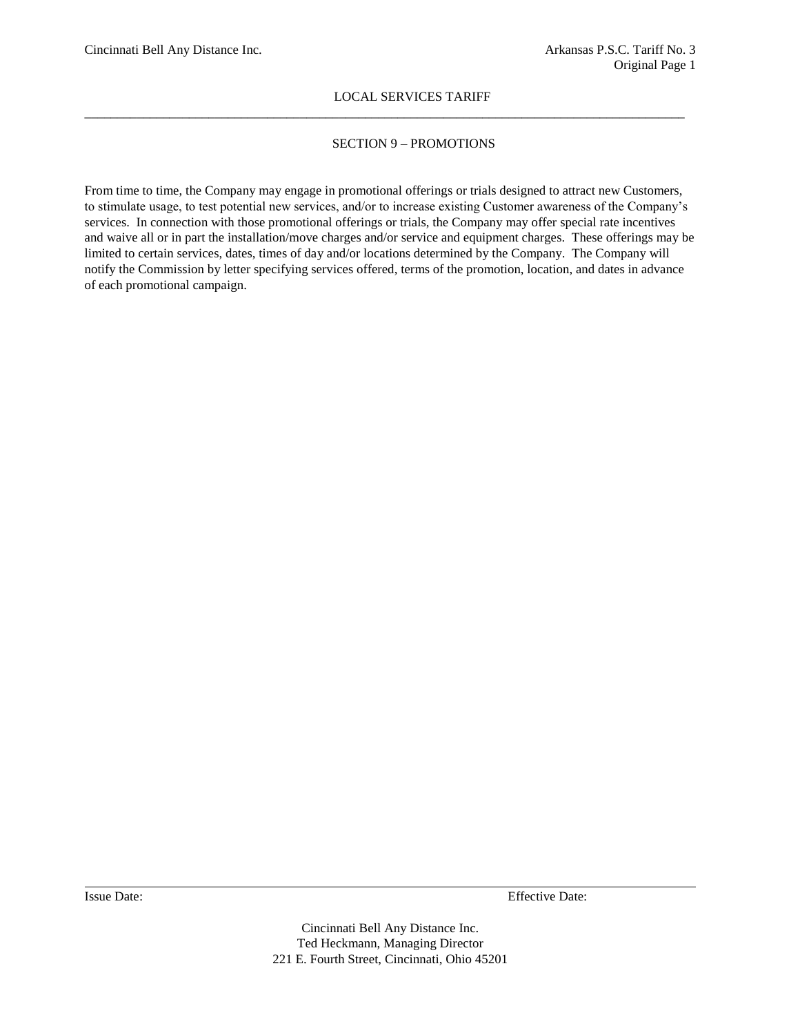## SECTION 9 – PROMOTIONS

From time to time, the Company may engage in promotional offerings or trials designed to attract new Customers, to stimulate usage, to test potential new services, and/or to increase existing Customer awareness of the Company's services. In connection with those promotional offerings or trials, the Company may offer special rate incentives and waive all or in part the installation/move charges and/or service and equipment charges. These offerings may be limited to certain services, dates, times of day and/or locations determined by the Company. The Company will notify the Commission by letter specifying services offered, terms of the promotion, location, and dates in advance of each promotional campaign.